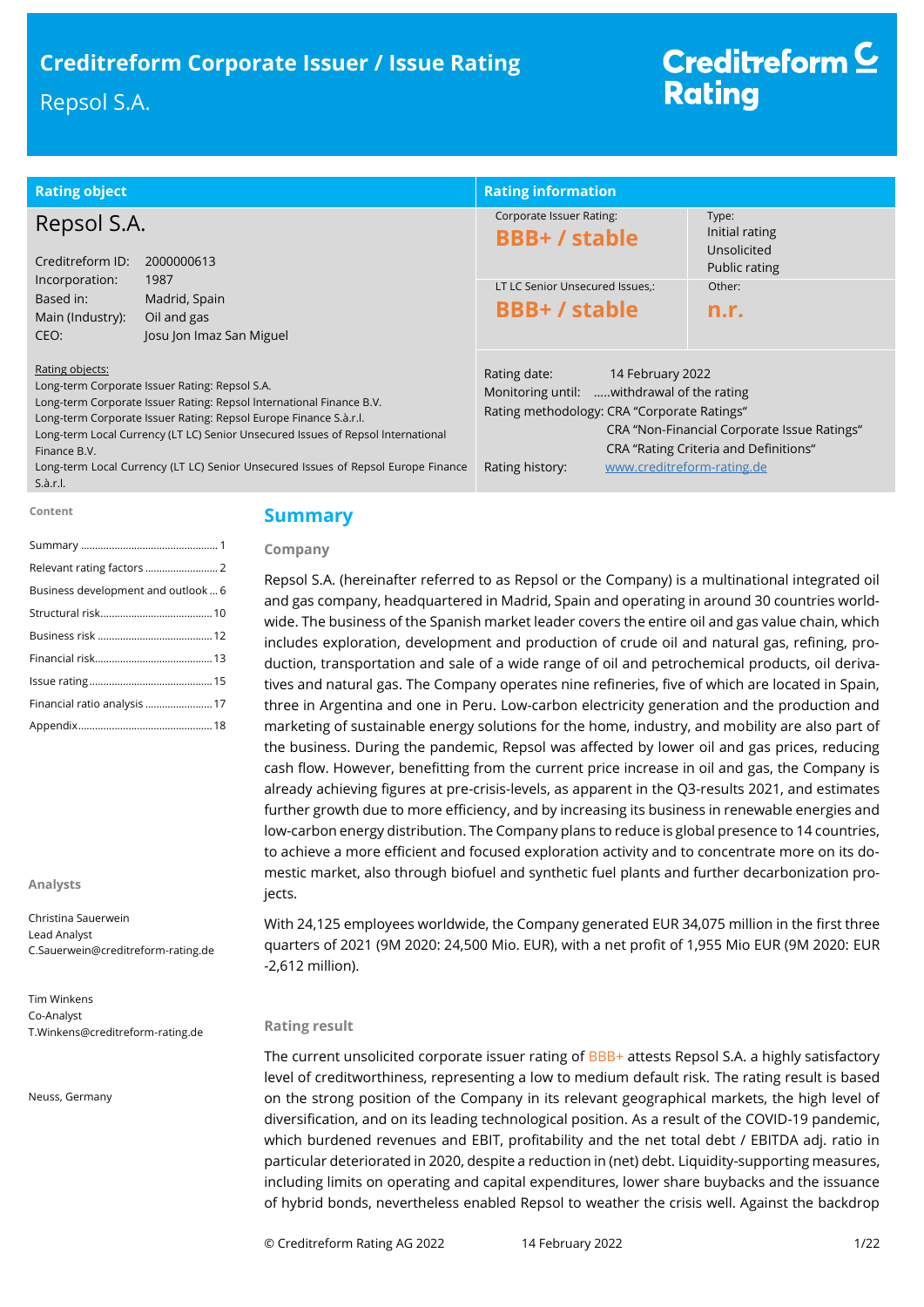# Creditreform Corporate Issuer / Issue Rating

Repsol S.A.

Creditreform Rating

| Rating object | Rating information | |
|---|---|---|
| **Repsol S.A.** | Corporate Issuer Rating: **BBB+ / stable** | Type: Initial rating, Unsolicited, Public rating |
| Creditreform ID: 2000000613<br>Incorporation: 1987<br>Based in: Madrid, Spain<br>Main (Industry): Oil and gas<br>CEO: Josu Jon Imaz San Miguel | LT LC Senior Unsecured Issues,: **BBB+ / stable** | Other: **n.r.** |

Rating objects:
Long-term Corporate Issuer Rating: Repsol S.A.
Long-term Corporate Issuer Rating: Repsol International Finance B.V.
Long-term Corporate Issuer Rating: Repsol Europe Finance S.à.r.l.
Long-term Local Currency (LT LC) Senior Unsecured Issues of Repsol International Finance B.V.
Long-term Local Currency (LT LC) Senior Unsecured Issues of Repsol Europe Finance S.à.r.l.

Rating date: 14 February 2022
Monitoring until: .....withdrawal of the rating
Rating methodology: CRA "Corporate Ratings"
CRA "Non-Financial Corporate Issue Ratings"
CRA "Rating Criteria and Definitions"
Rating history: www.creditreform-rating.de

**Content**

- Summary ... 1
- Relevant rating factors ... 2
- Business development and outlook ... 6
- Structural risk ... 10
- Business risk ... 12
- Financial risk ... 13
- Issue rating ... 15
- Financial ratio analysis ... 17
- Appendix ... 18

**Analysts**

Christina Sauerwein
Lead Analyst
C.Sauerwein@creditreform-rating.de

Tim Winkens
Co-Analyst
T.Winkens@creditreform-rating.de

Neuss, Germany

## Summary

### Company

Repsol S.A. (hereinafter referred to as Repsol or the Company) is a multinational integrated oil and gas company, headquartered in Madrid, Spain and operating in around 30 countries worldwide. The business of the Spanish market leader covers the entire oil and gas value chain, which includes exploration, development and production of crude oil and natural gas, refining, production, transportation and sale of a wide range of oil and petrochemical products, oil derivatives and natural gas. The Company operates nine refineries, five of which are located in Spain, three in Argentina and one in Peru. Low-carbon electricity generation and the production and marketing of sustainable energy solutions for the home, industry, and mobility are also part of the business. During the pandemic, Repsol was affected by lower oil and gas prices, reducing cash flow. However, benefitting from the current price increase in oil and gas, the Company is already achieving figures at pre-crisis-levels, as apparent in the Q3-results 2021, and estimates further growth due to more efficiency, and by increasing its business in renewable energies and low-carbon energy distribution. The Company plans to reduce is global presence to 14 countries, to achieve a more efficient and focused exploration activity and to concentrate more on its domestic market, also through biofuel and synthetic fuel plants and further decarbonization projects.

With 24,125 employees worldwide, the Company generated EUR 34,075 million in the first three quarters of 2021 (9M 2020: 24,500 Mio. EUR), with a net profit of 1,955 Mio EUR (9M 2020: EUR -2,612 million).

### Rating result

The current unsolicited corporate issuer rating of BBB+ attests Repsol S.A. a highly satisfactory level of creditworthiness, representing a low to medium default risk. The rating result is based on the strong position of the Company in its relevant geographical markets, the high level of diversification, and on its leading technological position. As a result of the COVID-19 pandemic, which burdened revenues and EBIT, profitability and the net total debt / EBITDA adj. ratio in particular deteriorated in 2020, despite a reduction in (net) debt. Liquidity-supporting measures, including limits on operating and capital expenditures, lower share buybacks and the issuance of hybrid bonds, nevertheless enabled Repsol to weather the crisis well. Against the backdrop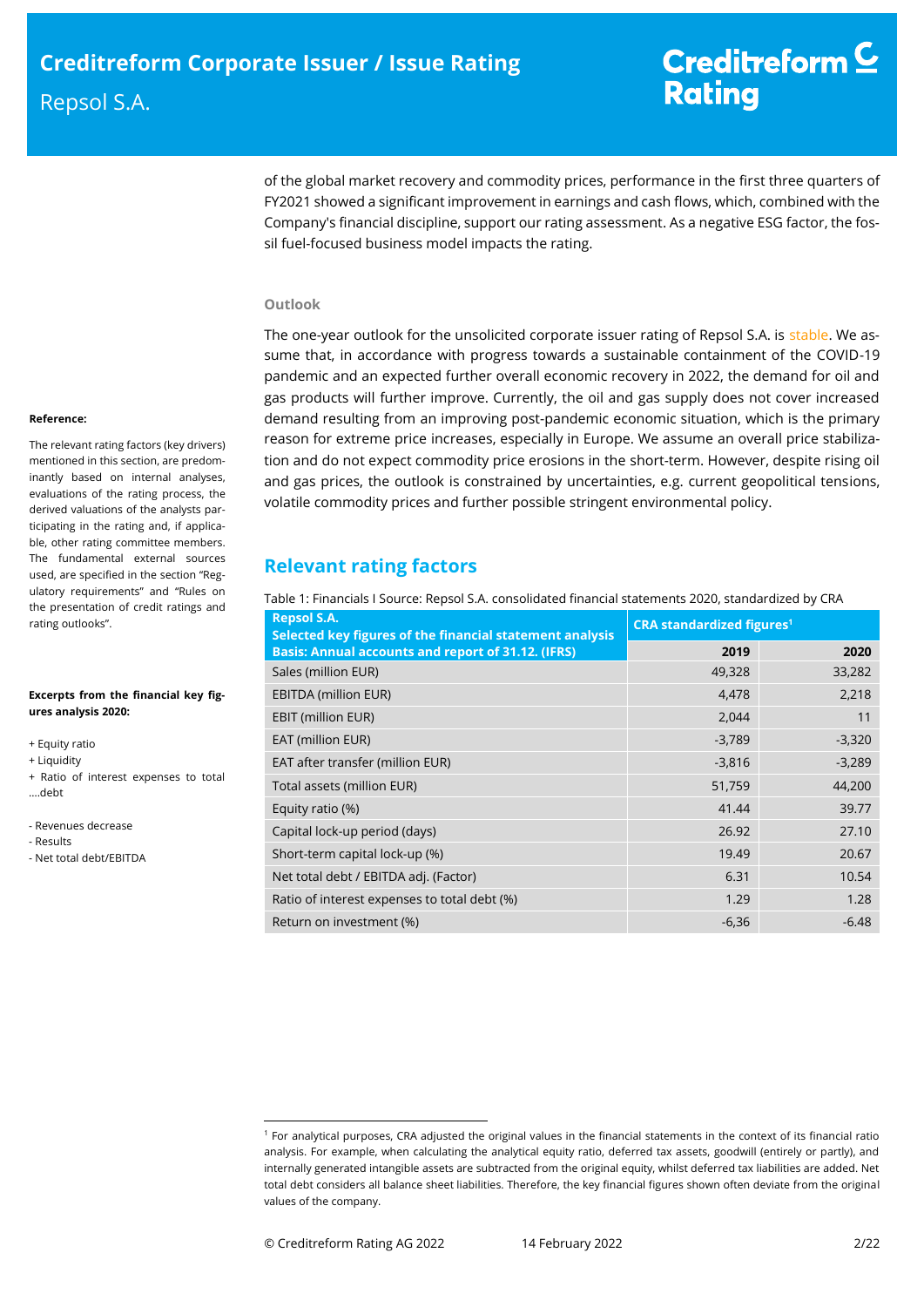of the global market recovery and commodity prices, performance in the first three quarters of FY2021 showed a significant improvement in earnings and cash flows, which, combined with the Company's financial discipline, support our rating assessment. As a negative ESG factor, the fossil fuel-focused business model impacts the rating.

**Outlook**

The one-year outlook for the unsolicited corporate issuer rating of Repsol S.A. is stable. We assume that, in accordance with progress towards a sustainable containment of the COVID-19 pandemic and an expected further overall economic recovery in 2022, the demand for oil and gas products will further improve. Currently, the oil and gas supply does not cover increased demand resulting from an improving post-pandemic economic situation, which is the primary reason for extreme price increases, especially in Europe. We assume an overall price stabilization and do not expect commodity price erosions in the short-term. However, despite rising oil and gas prices, the outlook is constrained by uncertainties, e.g. current geopolitical tensions, volatile commodity prices and further possible stringent environmental policy.

**Reference:**

The relevant rating factors (key drivers) mentioned in this section, are predominantly based on internal analyses, evaluations of the rating process, the derived valuations of the analysts participating in the rating and, if applicable, other rating committee members. The fundamental external sources used, are specified in the section "Regulatory requirements" and "Rules on the presentation of credit ratings and rating outlooks".

**Excerpts from the financial key figures analysis 2020:**

+ Equity ratio
+ Liquidity
+ Ratio of interest expenses to total debt

- Revenues decrease
- Results
- Net total debt/EBITDA

## Relevant rating factors

Table 1: Financials I Source: Repsol S.A. consolidated financial statements 2020, standardized by CRA

| Repsol S.A. Selected key figures of the financial statement analysis Basis: Annual accounts and report of 31.12. (IFRS) | CRA standardized figures[1] | |
|---|---|---|
| | **2019** | **2020** |
| Sales (million EUR) | 49,328 | 33,282 |
| EBITDA (million EUR) | 4,478 | 2,218 |
| EBIT (million EUR) | 2,044 | 11 |
| EAT (million EUR) | -3,789 | -3,320 |
| EAT after transfer (million EUR) | -3,816 | -3,289 |
| Total assets (million EUR) | 51,759 | 44,200 |
| Equity ratio (%) | 41.44 | 39.77 |
| Capital lock-up period (days) | 26.92 | 27.10 |
| Short-term capital lock-up (%) | 19.49 | 20.67 |
| Net total debt / EBITDA adj. (Factor) | 6.31 | 10.54 |
| Ratio of interest expenses to total debt (%) | 1.29 | 1.28 |
| Return on investment (%) | -6,36 | -6.48 |

[1] For analytical purposes, CRA adjusted the original values in the financial statements in the context of its financial ratio analysis. For example, when calculating the analytical equity ratio, deferred tax assets, goodwill (entirely or partly), and internally generated intangible assets are subtracted from the original equity, whilst deferred tax liabilities are added. Net total debt considers all balance sheet liabilities. Therefore, the key financial figures shown often deviate from the original values of the company.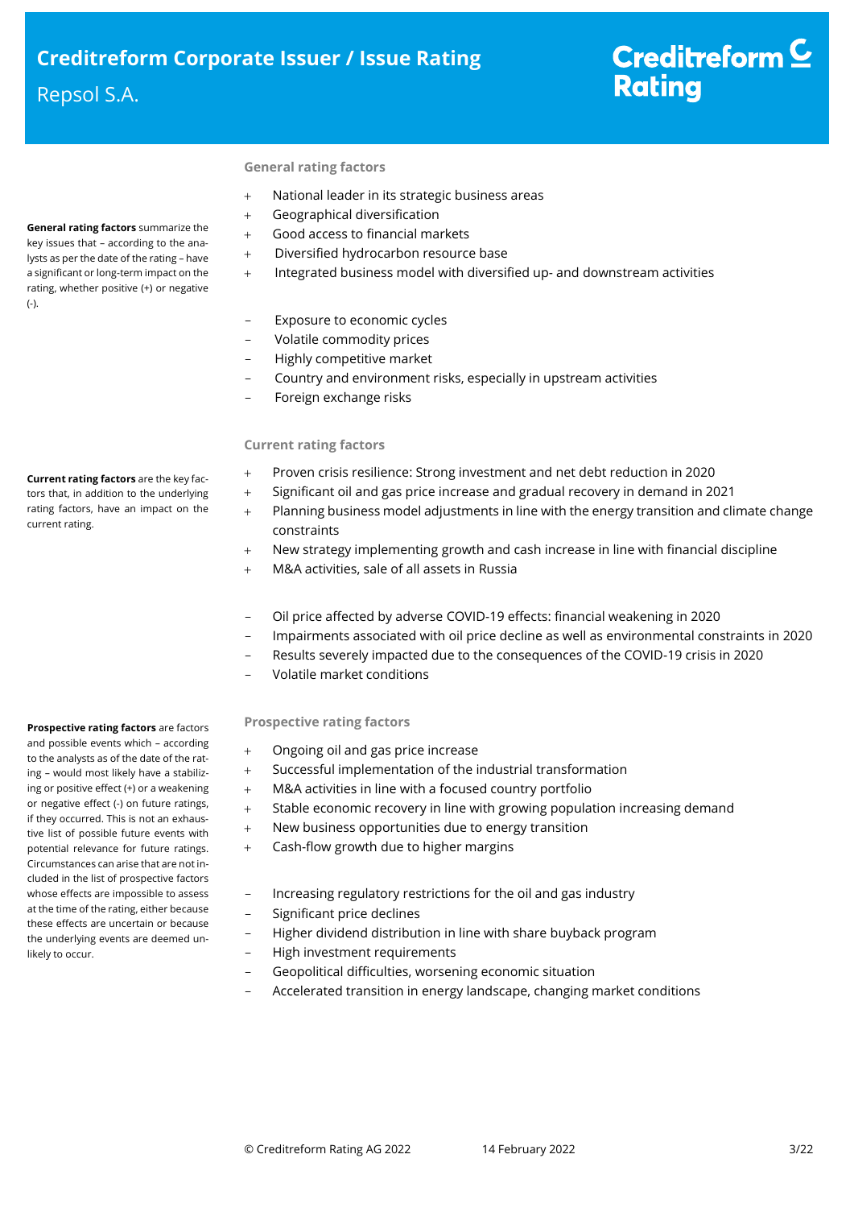## General rating factors

**General rating factors** summarize the key issues that – according to the analysts as per the date of the rating – have a significant or long-term impact on the rating, whether positive (+) or negative (-).

+ National leader in its strategic business areas
+ Geographical diversification
+ Good access to financial markets
+ Diversified hydrocarbon resource base
+ Integrated business model with diversified up- and downstream activities

– Exposure to economic cycles
– Volatile commodity prices
– Highly competitive market
– Country and environment risks, especially in upstream activities
– Foreign exchange risks

## Current rating factors

**Current rating factors** are the key factors that, in addition to the underlying rating factors, have an impact on the current rating.

+ Proven crisis resilience: Strong investment and net debt reduction in 2020
+ Significant oil and gas price increase and gradual recovery in demand in 2021
+ Planning business model adjustments in line with the energy transition and climate change constraints
+ New strategy implementing growth and cash increase in line with financial discipline
+ M&A activities, sale of all assets in Russia

– Oil price affected by adverse COVID-19 effects: financial weakening in 2020
– Impairments associated with oil price decline as well as environmental constraints in 2020
– Results severely impacted due to the consequences of the COVID-19 crisis in 2020
– Volatile market conditions

## Prospective rating factors

**Prospective rating factors** are factors and possible events which – according to the analysts as of the date of the rating – would most likely have a stabilizing or positive effect (+) or a weakening or negative effect (-) on future ratings, if they occurred. This is not an exhaustive list of possible future events with potential relevance for future ratings. Circumstances can arise that are not included in the list of prospective factors whose effects are impossible to assess at the time of the rating, either because these effects are uncertain or because the underlying events are deemed unlikely to occur.

+ Ongoing oil and gas price increase
+ Successful implementation of the industrial transformation
+ M&A activities in line with a focused country portfolio
+ Stable economic recovery in line with growing population increasing demand
+ New business opportunities due to energy transition
+ Cash-flow growth due to higher margins

– Increasing regulatory restrictions for the oil and gas industry
– Significant price declines
– Higher dividend distribution in line with share buyback program
– High investment requirements
– Geopolitical difficulties, worsening economic situation
– Accelerated transition in energy landscape, changing market conditions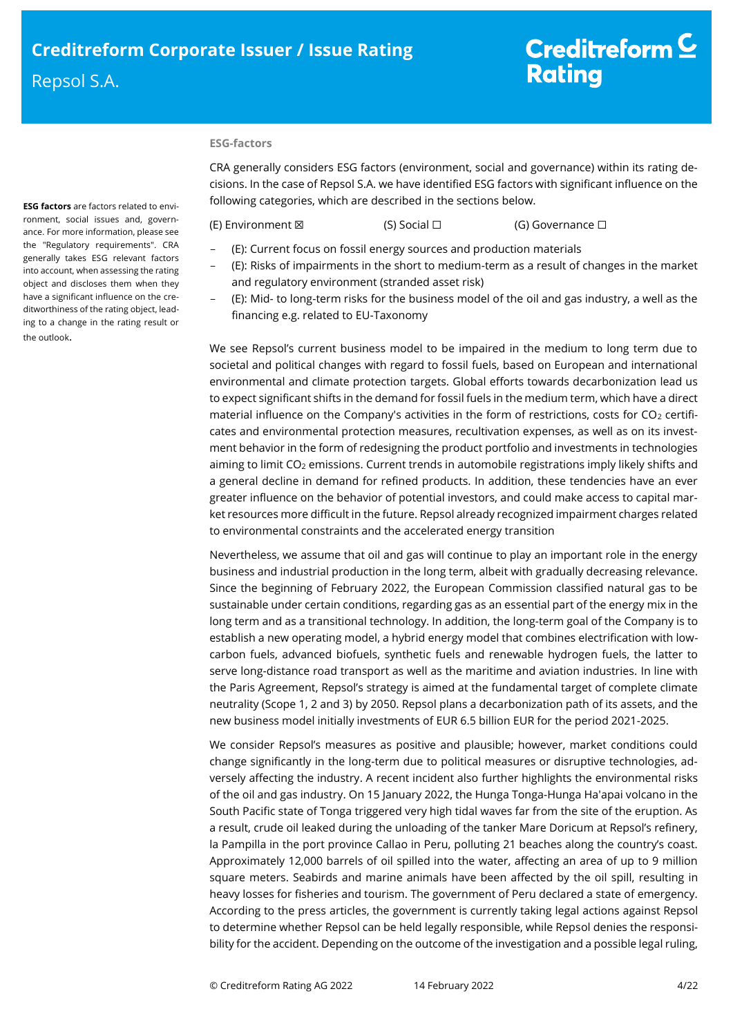## ESG-factors

**ESG factors** are factors related to environment, social issues and, governance. For more information, please see the "Regulatory requirements". CRA generally takes ESG relevant factors into account, when assessing the rating object and discloses them when they have a significant influence on the creditworthiness of the rating object, leading to a change in the rating result or the outlook.

CRA generally considers ESG factors (environment, social and governance) within its rating decisions. In the case of Repsol S.A. we have identified ESG factors with significant influence on the following categories, which are described in the sections below.

(E) Environment ☒ (S) Social ☐ (G) Governance ☐

- (E): Current focus on fossil energy sources and production materials
- (E): Risks of impairments in the short to medium-term as a result of changes in the market and regulatory environment (stranded asset risk)
- (E): Mid- to long-term risks for the business model of the oil and gas industry, a well as the financing e.g. related to EU-Taxonomy

We see Repsol's current business model to be impaired in the medium to long term due to societal and political changes with regard to fossil fuels, based on European and international environmental and climate protection targets. Global efforts towards decarbonization lead us to expect significant shifts in the demand for fossil fuels in the medium term, which have a direct material influence on the Company's activities in the form of restrictions, costs for $CO_2$ certificates and environmental protection measures, recultivation expenses, as well as on its investment behavior in the form of redesigning the product portfolio and investments in technologies aiming to limit $CO_2$ emissions. Current trends in automobile registrations imply likely shifts and a general decline in demand for refined products. In addition, these tendencies have an ever greater influence on the behavior of potential investors, and could make access to capital market resources more difficult in the future. Repsol already recognized impairment charges related to environmental constraints and the accelerated energy transition

Nevertheless, we assume that oil and gas will continue to play an important role in the energy business and industrial production in the long term, albeit with gradually decreasing relevance. Since the beginning of February 2022, the European Commission classified natural gas to be sustainable under certain conditions, regarding gas as an essential part of the energy mix in the long term and as a transitional technology. In addition, the long-term goal of the Company is to establish a new operating model, a hybrid energy model that combines electrification with low-carbon fuels, advanced biofuels, synthetic fuels and renewable hydrogen fuels, the latter to serve long-distance road transport as well as the maritime and aviation industries. In line with the Paris Agreement, Repsol's strategy is aimed at the fundamental target of complete climate neutrality (Scope 1, 2 and 3) by 2050. Repsol plans a decarbonization path of its assets, and the new business model initially investments of EUR 6.5 billion EUR for the period 2021-2025.

We consider Repsol's measures as positive and plausible; however, market conditions could change significantly in the long-term due to political measures or disruptive technologies, adversely affecting the industry. A recent incident also further highlights the environmental risks of the oil and gas industry. On 15 January 2022, the Hunga Tonga-Hunga Ha'apai volcano in the South Pacific state of Tonga triggered very high tidal waves far from the site of the eruption. As a result, crude oil leaked during the unloading of the tanker Mare Doricum at Repsol's refinery, la Pampilla in the port province Callao in Peru, polluting 21 beaches along the country's coast. Approximately 12,000 barrels of oil spilled into the water, affecting an area of up to 9 million square meters. Seabirds and marine animals have been affected by the oil spill, resulting in heavy losses for fisheries and tourism. The government of Peru declared a state of emergency. According to the press articles, the government is currently taking legal actions against Repsol to determine whether Repsol can be held legally responsible, while Repsol denies the responsibility for the accident. Depending on the outcome of the investigation and a possible legal ruling,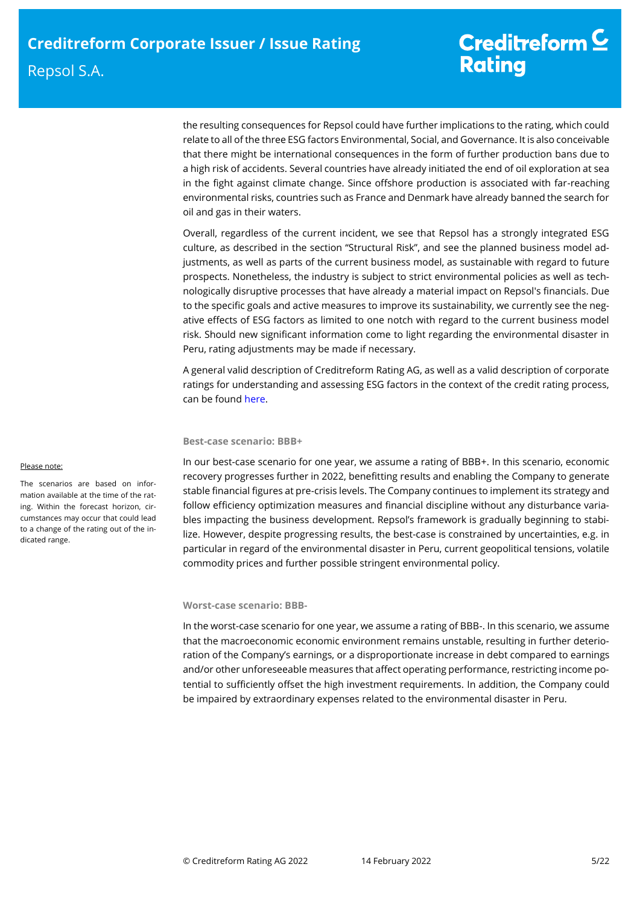the resulting consequences for Repsol could have further implications to the rating, which could relate to all of the three ESG factors Environmental, Social, and Governance. It is also conceivable that there might be international consequences in the form of further production bans due to a high risk of accidents. Several countries have already initiated the end of oil exploration at sea in the fight against climate change. Since offshore production is associated with far-reaching environmental risks, countries such as France and Denmark have already banned the search for oil and gas in their waters.

Overall, regardless of the current incident, we see that Repsol has a strongly integrated ESG culture, as described in the section "Structural Risk", and see the planned business model adjustments, as well as parts of the current business model, as sustainable with regard to future prospects. Nonetheless, the industry is subject to strict environmental policies as well as technologically disruptive processes that have already a material impact on Repsol's financials. Due to the specific goals and active measures to improve its sustainability, we currently see the negative effects of ESG factors as limited to one notch with regard to the current business model risk. Should new significant information come to light regarding the environmental disaster in Peru, rating adjustments may be made if necessary.

A general valid description of Creditreform Rating AG, as well as a valid description of corporate ratings for understanding and assessing ESG factors in the context of the credit rating process, can be found here.

#### Best-case scenario: BBB+

In our best-case scenario for one year, we assume a rating of BBB+. In this scenario, economic recovery progresses further in 2022, benefitting results and enabling the Company to generate stable financial figures at pre-crisis levels. The Company continues to implement its strategy and follow efficiency optimization measures and financial discipline without any disturbance variables impacting the business development. Repsol's framework is gradually beginning to stabilize. However, despite progressing results, the best-case is constrained by uncertainties, e.g. in particular in regard of the environmental disaster in Peru, current geopolitical tensions, volatile commodity prices and further possible stringent environmental policy.

<u>Please note:</u>

The scenarios are based on information available at the time of the rating. Within the forecast horizon, circumstances may occur that could lead to a change of the rating out of the indicated range.

#### Worst-case scenario: BBB-

In the worst-case scenario for one year, we assume a rating of BBB-. In this scenario, we assume that the macroeconomic economic environment remains unstable, resulting in further deterioration of the Company's earnings, or a disproportionate increase in debt compared to earnings and/or other unforeseeable measures that affect operating performance, restricting income potential to sufficiently offset the high investment requirements. In addition, the Company could be impaired by extraordinary expenses related to the environmental disaster in Peru.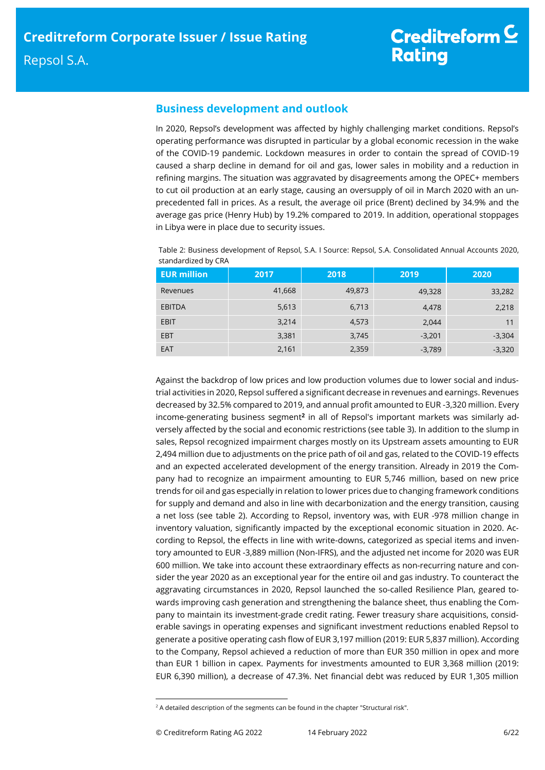## Business development and outlook

In 2020, Repsol's development was affected by highly challenging market conditions. Repsol's operating performance was disrupted in particular by a global economic recession in the wake of the COVID-19 pandemic. Lockdown measures in order to contain the spread of COVID-19 caused a sharp decline in demand for oil and gas, lower sales in mobility and a reduction in refining margins. The situation was aggravated by disagreements among the OPEC+ members to cut oil production at an early stage, causing an oversupply of oil in March 2020 with an unprecedented fall in prices. As a result, the average oil price (Brent) declined by 34.9% and the average gas price (Henry Hub) by 19.2% compared to 2019. In addition, operational stoppages in Libya were in place due to security issues.

Table 2: Business development of Repsol, S.A. I Source: Repsol, S.A. Consolidated Annual Accounts 2020, standardized by CRA

| EUR million | 2017 | 2018 | 2019 | 2020 |
|---|---|---|---|---|
| Revenues | 41,668 | 49,873 | 49,328 | 33,282 |
| EBITDA | 5,613 | 6,713 | 4,478 | 2,218 |
| EBIT | 3,214 | 4,573 | 2,044 | 11 |
| EBT | 3,381 | 3,745 | -3,201 | -3,304 |
| EAT | 2,161 | 2,359 | -3,789 | -3,320 |

Against the backdrop of low prices and low production volumes due to lower social and industrial activities in 2020, Repsol suffered a significant decrease in revenues and earnings. Revenues decreased by 32.5% compared to 2019, and annual profit amounted to EUR -3,320 million. Every income-generating business segment[2] in all of Repsol's important markets was similarly adversely affected by the social and economic restrictions (see table 3). In addition to the slump in sales, Repsol recognized impairment charges mostly on its Upstream assets amounting to EUR 2,494 million due to adjustments on the price path of oil and gas, related to the COVID-19 effects and an expected accelerated development of the energy transition. Already in 2019 the Company had to recognize an impairment amounting to EUR 5,746 million, based on new price trends for oil and gas especially in relation to lower prices due to changing framework conditions for supply and demand and also in line with decarbonization and the energy transition, causing a net loss (see table 2). According to Repsol, inventory was, with EUR -978 million change in inventory valuation, significantly impacted by the exceptional economic situation in 2020. According to Repsol, the effects in line with write-downs, categorized as special items and inventory amounted to EUR -3,889 million (Non-IFRS), and the adjusted net income for 2020 was EUR 600 million. We take into account these extraordinary effects as non-recurring nature and consider the year 2020 as an exceptional year for the entire oil and gas industry. To counteract the aggravating circumstances in 2020, Repsol launched the so-called Resilience Plan, geared towards improving cash generation and strengthening the balance sheet, thus enabling the Company to maintain its investment-grade credit rating. Fewer treasury share acquisitions, considerable savings in operating expenses and significant investment reductions enabled Repsol to generate a positive operating cash flow of EUR 3,197 million (2019: EUR 5,837 million). According to the Company, Repsol achieved a reduction of more than EUR 350 million in opex and more than EUR 1 billion in capex. Payments for investments amounted to EUR 3,368 million (2019: EUR 6,390 million), a decrease of 47.3%. Net financial debt was reduced by EUR 1,305 million

[2] A detailed description of the segments can be found in the chapter "Structural risk".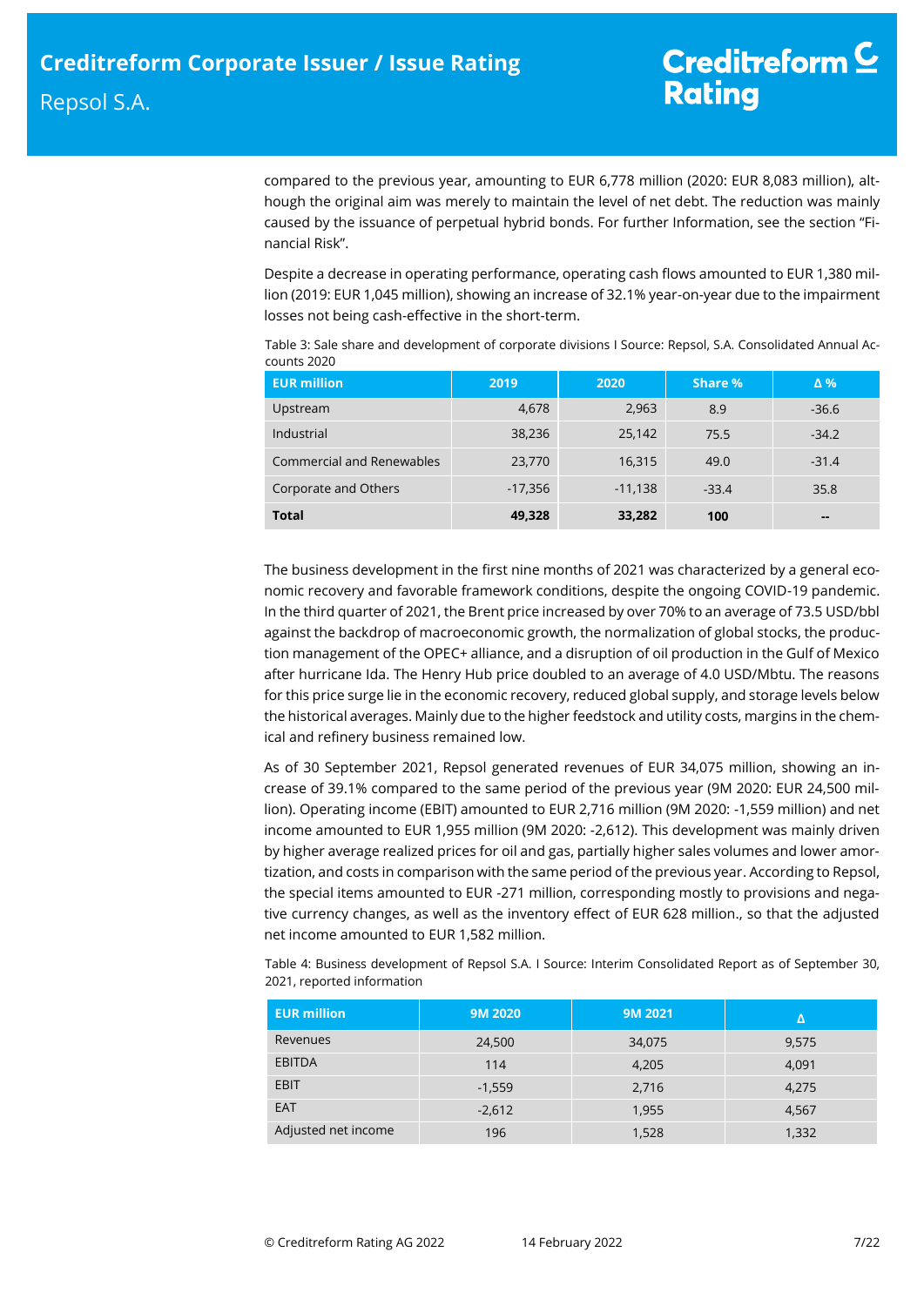compared to the previous year, amounting to EUR 6,778 million (2020: EUR 8,083 million), although the original aim was merely to maintain the level of net debt. The reduction was mainly caused by the issuance of perpetual hybrid bonds. For further Information, see the section "Financial Risk".

Despite a decrease in operating performance, operating cash flows amounted to EUR 1,380 million (2019: EUR 1,045 million), showing an increase of 32.1% year-on-year due to the impairment losses not being cash-effective in the short-term.

Table 3: Sale share and development of corporate divisions I Source: Repsol, S.A. Consolidated Annual Accounts 2020

| EUR million | 2019 | 2020 | Share % | Δ % |
|---|---|---|---|---|
| Upstream | 4,678 | 2,963 | 8.9 | -36.6 |
| Industrial | 38,236 | 25,142 | 75.5 | -34.2 |
| Commercial and Renewables | 23,770 | 16,315 | 49.0 | -31.4 |
| Corporate and Others | -17,356 | -11,138 | -33.4 | 35.8 |
| **Total** | **49,328** | **33,282** | **100** | **--** |

The business development in the first nine months of 2021 was characterized by a general economic recovery and favorable framework conditions, despite the ongoing COVID-19 pandemic. In the third quarter of 2021, the Brent price increased by over 70% to an average of 73.5 USD/bbl against the backdrop of macroeconomic growth, the normalization of global stocks, the production management of the OPEC+ alliance, and a disruption of oil production in the Gulf of Mexico after hurricane Ida. The Henry Hub price doubled to an average of 4.0 USD/Mbtu. The reasons for this price surge lie in the economic recovery, reduced global supply, and storage levels below the historical averages. Mainly due to the higher feedstock and utility costs, margins in the chemical and refinery business remained low.

As of 30 September 2021, Repsol generated revenues of EUR 34,075 million, showing an increase of 39.1% compared to the same period of the previous year (9M 2020: EUR 24,500 million). Operating income (EBIT) amounted to EUR 2,716 million (9M 2020: -1,559 million) and net income amounted to EUR 1,955 million (9M 2020: -2,612). This development was mainly driven by higher average realized prices for oil and gas, partially higher sales volumes and lower amortization, and costs in comparison with the same period of the previous year. According to Repsol, the special items amounted to EUR -271 million, corresponding mostly to provisions and negative currency changes, as well as the inventory effect of EUR 628 million., so that the adjusted net income amounted to EUR 1,582 million.

Table 4: Business development of Repsol S.A. I Source: Interim Consolidated Report as of September 30, 2021, reported information

| EUR million | 9M 2020 | 9M 2021 | Δ |
|---|---|---|---|
| Revenues | 24,500 | 34,075 | 9,575 |
| EBITDA | 114 | 4,205 | 4,091 |
| EBIT | -1,559 | 2,716 | 4,275 |
| EAT | -2,612 | 1,955 | 4,567 |
| Adjusted net income | 196 | 1,528 | 1,332 |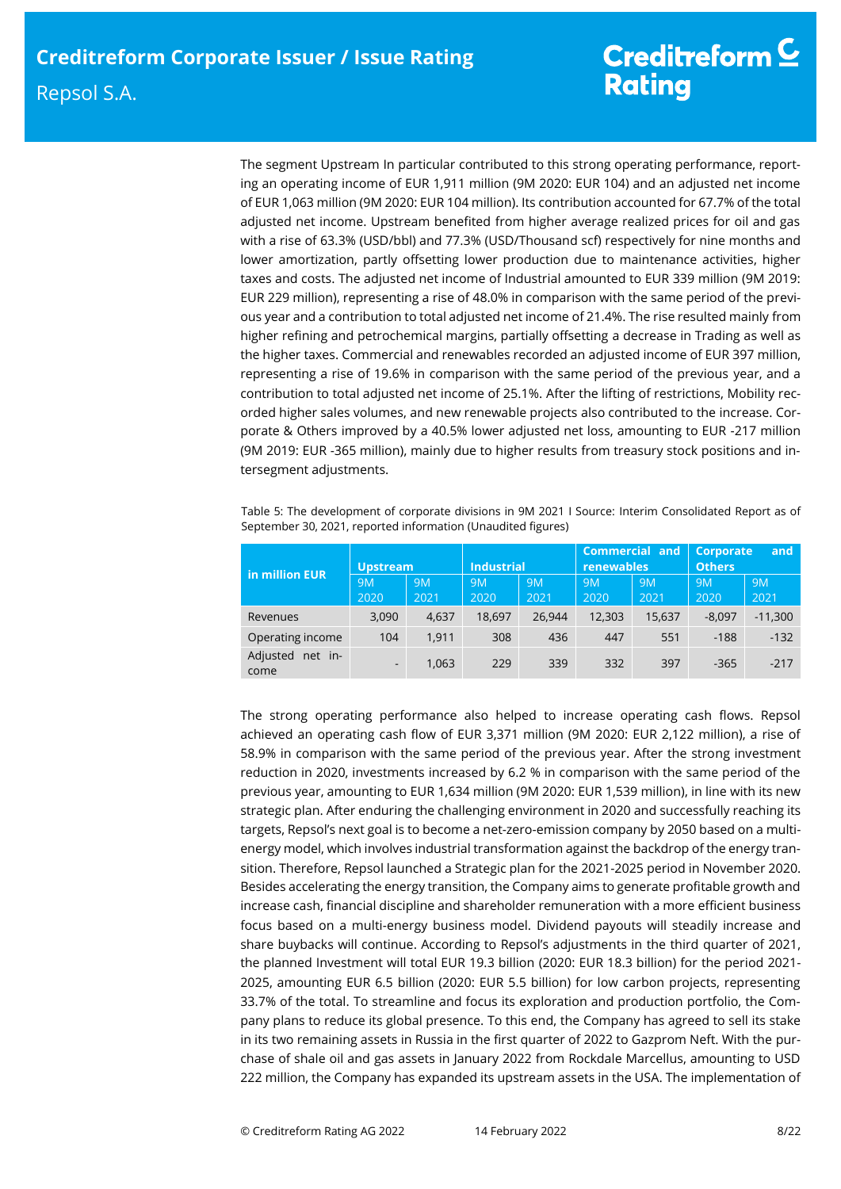The segment Upstream In particular contributed to this strong operating performance, reporting an operating income of EUR 1,911 million (9M 2020: EUR 104) and an adjusted net income of EUR 1,063 million (9M 2020: EUR 104 million). Its contribution accounted for 67.7% of the total adjusted net income. Upstream benefited from higher average realized prices for oil and gas with a rise of 63.3% (USD/bbl) and 77.3% (USD/Thousand scf) respectively for nine months and lower amortization, partly offsetting lower production due to maintenance activities, higher taxes and costs. The adjusted net income of Industrial amounted to EUR 339 million (9M 2019: EUR 229 million), representing a rise of 48.0% in comparison with the same period of the previous year and a contribution to total adjusted net income of 21.4%. The rise resulted mainly from higher refining and petrochemical margins, partially offsetting a decrease in Trading as well as the higher taxes. Commercial and renewables recorded an adjusted income of EUR 397 million, representing a rise of 19.6% in comparison with the same period of the previous year, and a contribution to total adjusted net income of 25.1%. After the lifting of restrictions, Mobility recorded higher sales volumes, and new renewable projects also contributed to the increase. Corporate & Others improved by a 40.5% lower adjusted net loss, amounting to EUR -217 million (9M 2019: EUR -365 million), mainly due to higher results from treasury stock positions and intersegment adjustments.

Table 5: The development of corporate divisions in 9M 2021 I Source: Interim Consolidated Report as of September 30, 2021, reported information (Unaudited figures)

| in million EUR | Upstream | | Industrial | | Commercial and renewables | | Corporate and Others | |
|---|---|---|---|---|---|---|---|---|
| | 9M 2020 | 9M 2021 | 9M 2020 | 9M 2021 | 9M 2020 | 9M 2021 | 9M 2020 | 9M 2021 |
| Revenues | 3,090 | 4,637 | 18,697 | 26,944 | 12,303 | 15,637 | -8,097 | -11,300 |
| Operating income | 104 | 1,911 | 308 | 436 | 447 | 551 | -188 | -132 |
| Adjusted net income | - | 1,063 | 229 | 339 | 332 | 397 | -365 | -217 |

The strong operating performance also helped to increase operating cash flows. Repsol achieved an operating cash flow of EUR 3,371 million (9M 2020: EUR 2,122 million), a rise of 58.9% in comparison with the same period of the previous year. After the strong investment reduction in 2020, investments increased by 6.2 % in comparison with the same period of the previous year, amounting to EUR 1,634 million (9M 2020: EUR 1,539 million), in line with its new strategic plan. After enduring the challenging environment in 2020 and successfully reaching its targets, Repsol's next goal is to become a net-zero-emission company by 2050 based on a multi-energy model, which involves industrial transformation against the backdrop of the energy transition. Therefore, Repsol launched a Strategic plan for the 2021-2025 period in November 2020. Besides accelerating the energy transition, the Company aims to generate profitable growth and increase cash, financial discipline and shareholder remuneration with a more efficient business focus based on a multi-energy business model. Dividend payouts will steadily increase and share buybacks will continue. According to Repsol's adjustments in the third quarter of 2021, the planned Investment will total EUR 19.3 billion (2020: EUR 18.3 billion) for the period 2021-2025, amounting EUR 6.5 billion (2020: EUR 5.5 billion) for low carbon projects, representing 33.7% of the total. To streamline and focus its exploration and production portfolio, the Company plans to reduce its global presence. To this end, the Company has agreed to sell its stake in its two remaining assets in Russia in the first quarter of 2022 to Gazprom Neft. With the purchase of shale oil and gas assets in January 2022 from Rockdale Marcellus, amounting to USD 222 million, the Company has expanded its upstream assets in the USA. The implementation of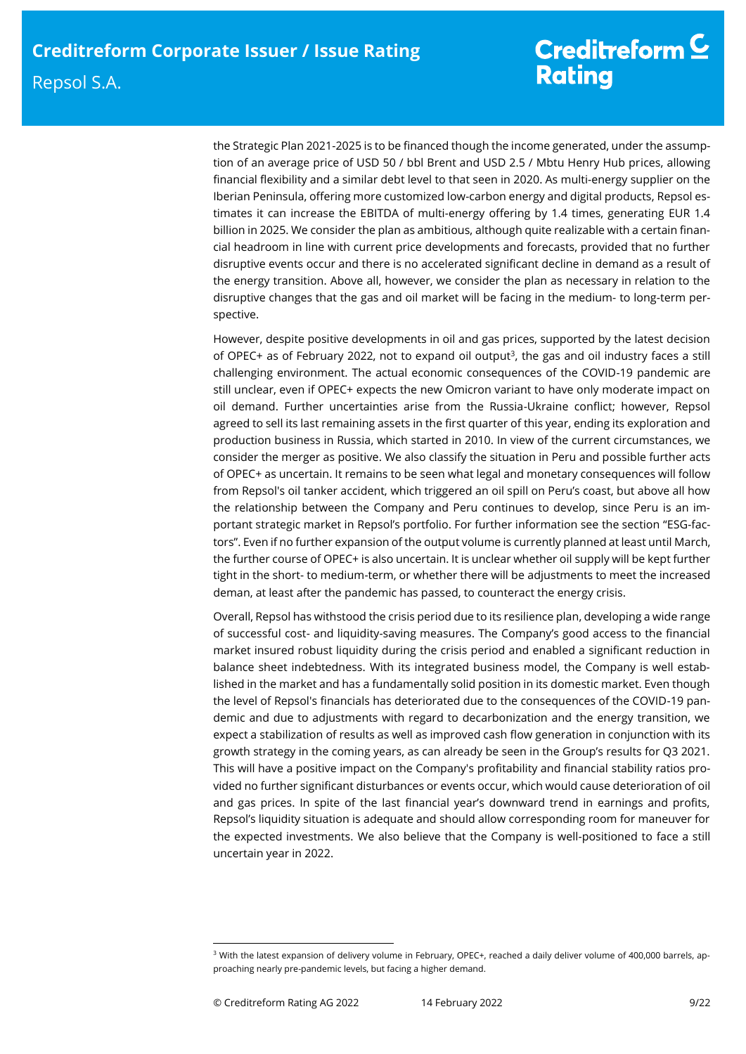the Strategic Plan 2021-2025 is to be financed though the income generated, under the assumption of an average price of USD 50 / bbl Brent and USD 2.5 / Mbtu Henry Hub prices, allowing financial flexibility and a similar debt level to that seen in 2020. As multi-energy supplier on the Iberian Peninsula, offering more customized low-carbon energy and digital products, Repsol estimates it can increase the EBITDA of multi-energy offering by 1.4 times, generating EUR 1.4 billion in 2025. We consider the plan as ambitious, although quite realizable with a certain financial headroom in line with current price developments and forecasts, provided that no further disruptive events occur and there is no accelerated significant decline in demand as a result of the energy transition. Above all, however, we consider the plan as necessary in relation to the disruptive changes that the gas and oil market will be facing in the medium- to long-term perspective.

However, despite positive developments in oil and gas prices, supported by the latest decision of OPEC+ as of February 2022, not to expand oil output[3], the gas and oil industry faces a still challenging environment. The actual economic consequences of the COVID-19 pandemic are still unclear, even if OPEC+ expects the new Omicron variant to have only moderate impact on oil demand. Further uncertainties arise from the Russia-Ukraine conflict; however, Repsol agreed to sell its last remaining assets in the first quarter of this year, ending its exploration and production business in Russia, which started in 2010. In view of the current circumstances, we consider the merger as positive. We also classify the situation in Peru and possible further acts of OPEC+ as uncertain. It remains to be seen what legal and monetary consequences will follow from Repsol's oil tanker accident, which triggered an oil spill on Peru's coast, but above all how the relationship between the Company and Peru continues to develop, since Peru is an important strategic market in Repsol's portfolio. For further information see the section "ESG-factors". Even if no further expansion of the output volume is currently planned at least until March, the further course of OPEC+ is also uncertain. It is unclear whether oil supply will be kept further tight in the short- to medium-term, or whether there will be adjustments to meet the increased deman, at least after the pandemic has passed, to counteract the energy crisis.

Overall, Repsol has withstood the crisis period due to its resilience plan, developing a wide range of successful cost- and liquidity-saving measures. The Company's good access to the financial market insured robust liquidity during the crisis period and enabled a significant reduction in balance sheet indebtedness. With its integrated business model, the Company is well established in the market and has a fundamentally solid position in its domestic market. Even though the level of Repsol's financials has deteriorated due to the consequences of the COVID-19 pandemic and due to adjustments with regard to decarbonization and the energy transition, we expect a stabilization of results as well as improved cash flow generation in conjunction with its growth strategy in the coming years, as can already be seen in the Group's results for Q3 2021. This will have a positive impact on the Company's profitability and financial stability ratios provided no further significant disturbances or events occur, which would cause deterioration of oil and gas prices. In spite of the last financial year's downward trend in earnings and profits, Repsol's liquidity situation is adequate and should allow corresponding room for maneuver for the expected investments. We also believe that the Company is well-positioned to face a still uncertain year in 2022.

[3] With the latest expansion of delivery volume in February, OPEC+, reached a daily deliver volume of 400,000 barrels, approaching nearly pre-pandemic levels, but facing a higher demand.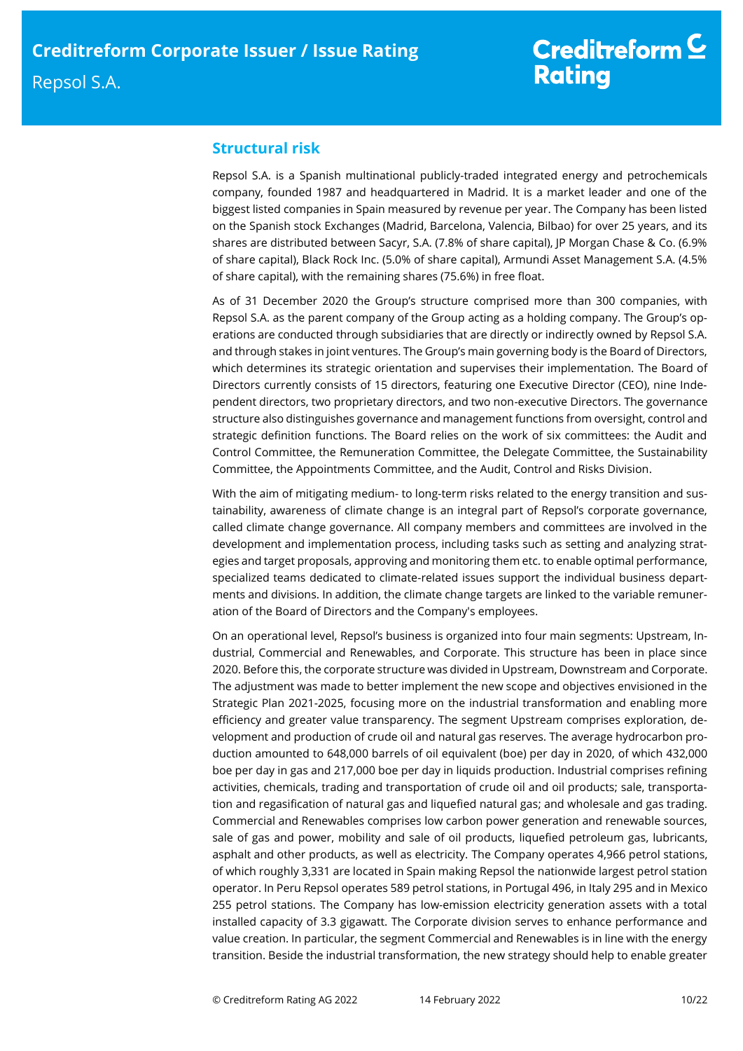## Structural risk

Repsol S.A. is a Spanish multinational publicly-traded integrated energy and petrochemicals company, founded 1987 and headquartered in Madrid. It is a market leader and one of the biggest listed companies in Spain measured by revenue per year. The Company has been listed on the Spanish stock Exchanges (Madrid, Barcelona, Valencia, Bilbao) for over 25 years, and its shares are distributed between Sacyr, S.A. (7.8% of share capital), JP Morgan Chase & Co. (6.9% of share capital), Black Rock Inc. (5.0% of share capital), Armundi Asset Management S.A. (4.5% of share capital), with the remaining shares (75.6%) in free float.

As of 31 December 2020 the Group's structure comprised more than 300 companies, with Repsol S.A. as the parent company of the Group acting as a holding company. The Group's operations are conducted through subsidiaries that are directly or indirectly owned by Repsol S.A. and through stakes in joint ventures. The Group's main governing body is the Board of Directors, which determines its strategic orientation and supervises their implementation. The Board of Directors currently consists of 15 directors, featuring one Executive Director (CEO), nine Independent directors, two proprietary directors, and two non-executive Directors. The governance structure also distinguishes governance and management functions from oversight, control and strategic definition functions. The Board relies on the work of six committees: the Audit and Control Committee, the Remuneration Committee, the Delegate Committee, the Sustainability Committee, the Appointments Committee, and the Audit, Control and Risks Division.

With the aim of mitigating medium- to long-term risks related to the energy transition and sustainability, awareness of climate change is an integral part of Repsol's corporate governance, called climate change governance. All company members and committees are involved in the development and implementation process, including tasks such as setting and analyzing strategies and target proposals, approving and monitoring them etc. to enable optimal performance, specialized teams dedicated to climate-related issues support the individual business departments and divisions. In addition, the climate change targets are linked to the variable remuneration of the Board of Directors and the Company's employees.

On an operational level, Repsol's business is organized into four main segments: Upstream, Industrial, Commercial and Renewables, and Corporate. This structure has been in place since 2020. Before this, the corporate structure was divided in Upstream, Downstream and Corporate. The adjustment was made to better implement the new scope and objectives envisioned in the Strategic Plan 2021-2025, focusing more on the industrial transformation and enabling more efficiency and greater value transparency. The segment Upstream comprises exploration, development and production of crude oil and natural gas reserves. The average hydrocarbon production amounted to 648,000 barrels of oil equivalent (boe) per day in 2020, of which 432,000 boe per day in gas and 217,000 boe per day in liquids production. Industrial comprises refining activities, chemicals, trading and transportation of crude oil and oil products; sale, transportation and regasification of natural gas and liquefied natural gas; and wholesale and gas trading. Commercial and Renewables comprises low carbon power generation and renewable sources, sale of gas and power, mobility and sale of oil products, liquefied petroleum gas, lubricants, asphalt and other products, as well as electricity. The Company operates 4,966 petrol stations, of which roughly 3,331 are located in Spain making Repsol the nationwide largest petrol station operator. In Peru Repsol operates 589 petrol stations, in Portugal 496, in Italy 295 and in Mexico 255 petrol stations. The Company has low-emission electricity generation assets with a total installed capacity of 3.3 gigawatt. The Corporate division serves to enhance performance and value creation. In particular, the segment Commercial and Renewables is in line with the energy transition. Beside the industrial transformation, the new strategy should help to enable greater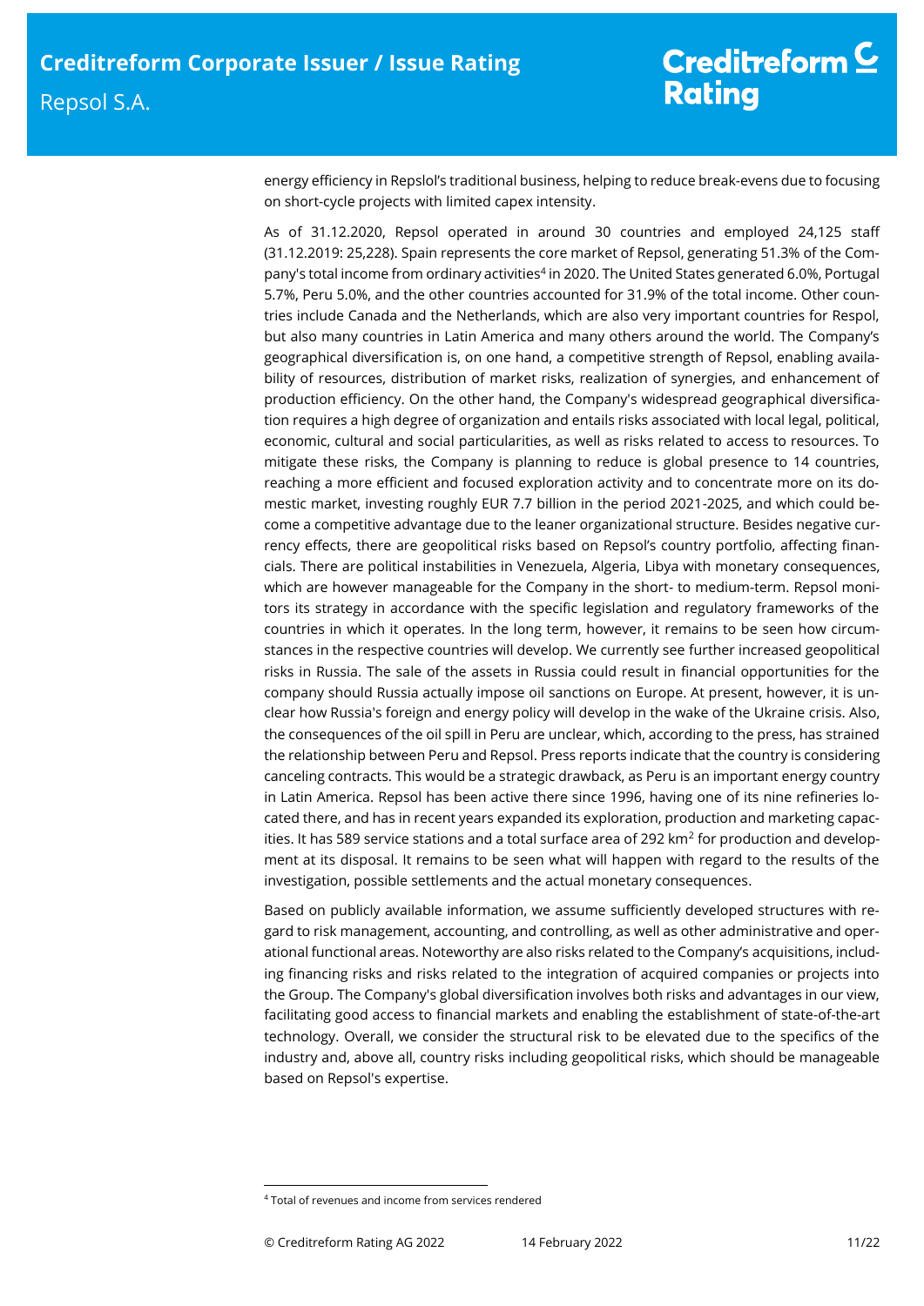energy efficiency in Repslol's traditional business, helping to reduce break-evens due to focusing on short-cycle projects with limited capex intensity.

As of 31.12.2020, Repsol operated in around 30 countries and employed 24,125 staff (31.12.2019: 25,228). Spain represents the core market of Repsol, generating 51.3% of the Company's total income from ordinary activities[4] in 2020. The United States generated 6.0%, Portugal 5.7%, Peru 5.0%, and the other countries accounted for 31.9% of the total income. Other countries include Canada and the Netherlands, which are also very important countries for Respol, but also many countries in Latin America and many others around the world. The Company's geographical diversification is, on one hand, a competitive strength of Repsol, enabling availability of resources, distribution of market risks, realization of synergies, and enhancement of production efficiency. On the other hand, the Company's widespread geographical diversification requires a high degree of organization and entails risks associated with local legal, political, economic, cultural and social particularities, as well as risks related to access to resources. To mitigate these risks, the Company is planning to reduce is global presence to 14 countries, reaching a more efficient and focused exploration activity and to concentrate more on its domestic market, investing roughly EUR 7.7 billion in the period 2021-2025, and which could become a competitive advantage due to the leaner organizational structure. Besides negative currency effects, there are geopolitical risks based on Repsol's country portfolio, affecting financials. There are political instabilities in Venezuela, Algeria, Libya with monetary consequences, which are however manageable for the Company in the short- to medium-term. Repsol monitors its strategy in accordance with the specific legislation and regulatory frameworks of the countries in which it operates. In the long term, however, it remains to be seen how circumstances in the respective countries will develop. We currently see further increased geopolitical risks in Russia. The sale of the assets in Russia could result in financial opportunities for the company should Russia actually impose oil sanctions on Europe. At present, however, it is unclear how Russia's foreign and energy policy will develop in the wake of the Ukraine crisis. Also, the consequences of the oil spill in Peru are unclear, which, according to the press, has strained the relationship between Peru and Repsol. Press reports indicate that the country is considering canceling contracts. This would be a strategic drawback, as Peru is an important energy country in Latin America. Repsol has been active there since 1996, having one of its nine refineries located there, and has in recent years expanded its exploration, production and marketing capacities. It has 589 service stations and a total surface area of 292 km$^2$ for production and development at its disposal. It remains to be seen what will happen with regard to the results of the investigation, possible settlements and the actual monetary consequences.

Based on publicly available information, we assume sufficiently developed structures with regard to risk management, accounting, and controlling, as well as other administrative and operational functional areas. Noteworthy are also risks related to the Company's acquisitions, including financing risks and risks related to the integration of acquired companies or projects into the Group. The Company's global diversification involves both risks and advantages in our view, facilitating good access to financial markets and enabling the establishment of state-of-the-art technology. Overall, we consider the structural risk to be elevated due to the specifics of the industry and, above all, country risks including geopolitical risks, which should be manageable based on Repsol's expertise.

---

[4] Total of revenues and income from services rendered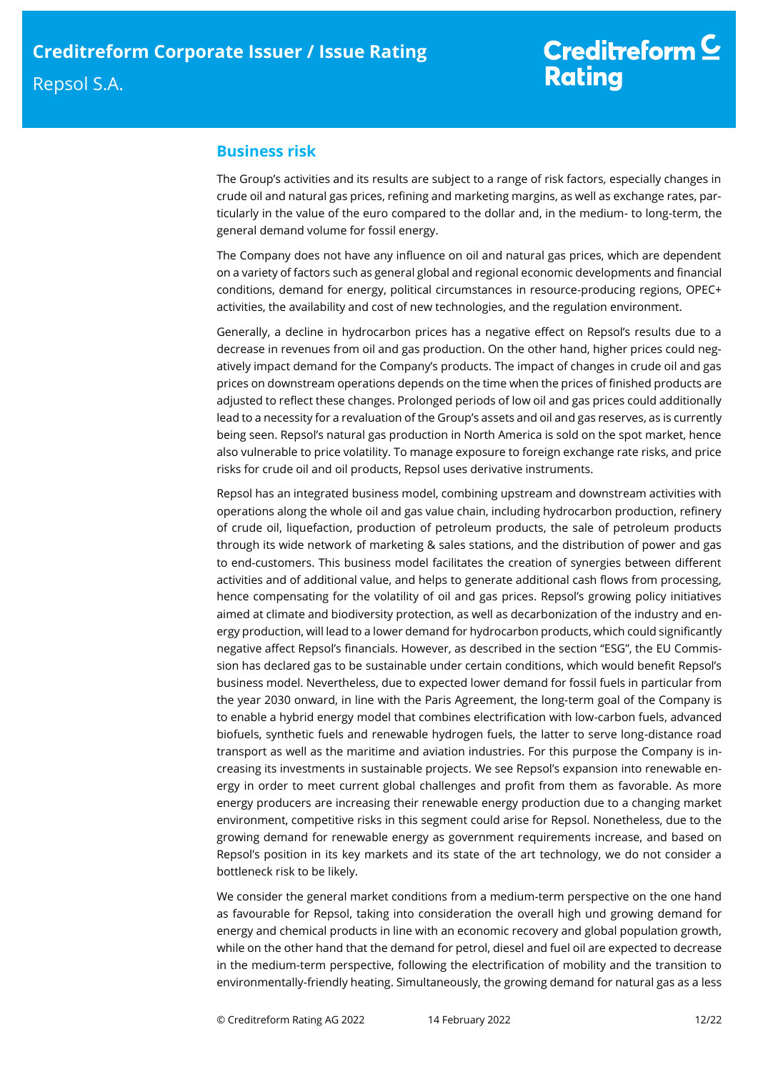## Business risk

The Group's activities and its results are subject to a range of risk factors, especially changes in crude oil and natural gas prices, refining and marketing margins, as well as exchange rates, particularly in the value of the euro compared to the dollar and, in the medium- to long-term, the general demand volume for fossil energy.

The Company does not have any influence on oil and natural gas prices, which are dependent on a variety of factors such as general global and regional economic developments and financial conditions, demand for energy, political circumstances in resource-producing regions, OPEC+ activities, the availability and cost of new technologies, and the regulation environment.

Generally, a decline in hydrocarbon prices has a negative effect on Repsol's results due to a decrease in revenues from oil and gas production. On the other hand, higher prices could negatively impact demand for the Company's products. The impact of changes in crude oil and gas prices on downstream operations depends on the time when the prices of finished products are adjusted to reflect these changes. Prolonged periods of low oil and gas prices could additionally lead to a necessity for a revaluation of the Group's assets and oil and gas reserves, as is currently being seen. Repsol's natural gas production in North America is sold on the spot market, hence also vulnerable to price volatility. To manage exposure to foreign exchange rate risks, and price risks for crude oil and oil products, Repsol uses derivative instruments.

Repsol has an integrated business model, combining upstream and downstream activities with operations along the whole oil and gas value chain, including hydrocarbon production, refinery of crude oil, liquefaction, production of petroleum products, the sale of petroleum products through its wide network of marketing & sales stations, and the distribution of power and gas to end-customers. This business model facilitates the creation of synergies between different activities and of additional value, and helps to generate additional cash flows from processing, hence compensating for the volatility of oil and gas prices. Repsol's growing policy initiatives aimed at climate and biodiversity protection, as well as decarbonization of the industry and energy production, will lead to a lower demand for hydrocarbon products, which could significantly negative affect Repsol's financials. However, as described in the section "ESG", the EU Commission has declared gas to be sustainable under certain conditions, which would benefit Repsol's business model. Nevertheless, due to expected lower demand for fossil fuels in particular from the year 2030 onward, in line with the Paris Agreement, the long-term goal of the Company is to enable a hybrid energy model that combines electrification with low-carbon fuels, advanced biofuels, synthetic fuels and renewable hydrogen fuels, the latter to serve long-distance road transport as well as the maritime and aviation industries. For this purpose the Company is increasing its investments in sustainable projects. We see Repsol's expansion into renewable energy in order to meet current global challenges and profit from them as favorable. As more energy producers are increasing their renewable energy production due to a changing market environment, competitive risks in this segment could arise for Repsol. Nonetheless, due to the growing demand for renewable energy as government requirements increase, and based on Repsol's position in its key markets and its state of the art technology, we do not consider a bottleneck risk to be likely.

We consider the general market conditions from a medium-term perspective on the one hand as favourable for Repsol, taking into consideration the overall high und growing demand for energy and chemical products in line with an economic recovery and global population growth, while on the other hand that the demand for petrol, diesel and fuel oil are expected to decrease in the medium-term perspective, following the electrification of mobility and the transition to environmentally-friendly heating. Simultaneously, the growing demand for natural gas as a less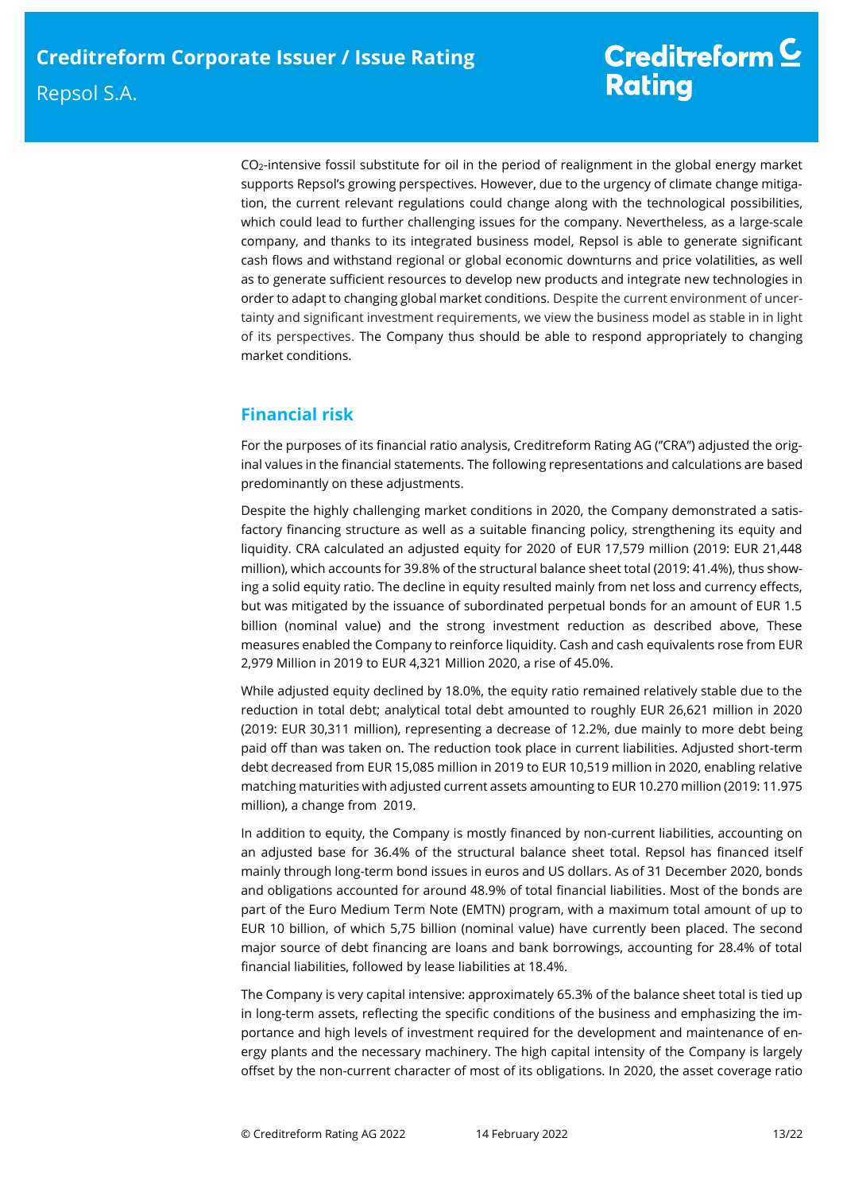$CO_2$-intensive fossil substitute for oil in the period of realignment in the global energy market supports Repsol's growing perspectives. However, due to the urgency of climate change mitigation, the current relevant regulations could change along with the technological possibilities, which could lead to further challenging issues for the company. Nevertheless, as a large-scale company, and thanks to its integrated business model, Repsol is able to generate significant cash flows and withstand regional or global economic downturns and price volatilities, as well as to generate sufficient resources to develop new products and integrate new technologies in order to adapt to changing global market conditions. Despite the current environment of uncertainty and significant investment requirements, we view the business model as stable in in light of its perspectives. The Company thus should be able to respond appropriately to changing market conditions.

## Financial risk

For the purposes of its financial ratio analysis, Creditreform Rating AG ("CRA") adjusted the original values in the financial statements. The following representations and calculations are based predominantly on these adjustments.

Despite the highly challenging market conditions in 2020, the Company demonstrated a satisfactory financing structure as well as a suitable financing policy, strengthening its equity and liquidity. CRA calculated an adjusted equity for 2020 of EUR 17,579 million (2019: EUR 21,448 million), which accounts for 39.8% of the structural balance sheet total (2019: 41.4%), thus showing a solid equity ratio. The decline in equity resulted mainly from net loss and currency effects, but was mitigated by the issuance of subordinated perpetual bonds for an amount of EUR 1.5 billion (nominal value) and the strong investment reduction as described above, These measures enabled the Company to reinforce liquidity. Cash and cash equivalents rose from EUR 2,979 Million in 2019 to EUR 4,321 Million 2020, a rise of 45.0%.

While adjusted equity declined by 18.0%, the equity ratio remained relatively stable due to the reduction in total debt; analytical total debt amounted to roughly EUR 26,621 million in 2020 (2019: EUR 30,311 million), representing a decrease of 12.2%, due mainly to more debt being paid off than was taken on. The reduction took place in current liabilities. Adjusted short-term debt decreased from EUR 15,085 million in 2019 to EUR 10,519 million in 2020, enabling relative matching maturities with adjusted current assets amounting to EUR 10.270 million (2019: 11.975 million), a change from 2019.

In addition to equity, the Company is mostly financed by non-current liabilities, accounting on an adjusted base for 36.4% of the structural balance sheet total. Repsol has financed itself mainly through long-term bond issues in euros and US dollars. As of 31 December 2020, bonds and obligations accounted for around 48.9% of total financial liabilities. Most of the bonds are part of the Euro Medium Term Note (EMTN) program, with a maximum total amount of up to EUR 10 billion, of which 5,75 billion (nominal value) have currently been placed. The second major source of debt financing are loans and bank borrowings, accounting for 28.4% of total financial liabilities, followed by lease liabilities at 18.4%.

The Company is very capital intensive: approximately 65.3% of the balance sheet total is tied up in long-term assets, reflecting the specific conditions of the business and emphasizing the importance and high levels of investment required for the development and maintenance of energy plants and the necessary machinery. The high capital intensity of the Company is largely offset by the non-current character of most of its obligations. In 2020, the asset coverage ratio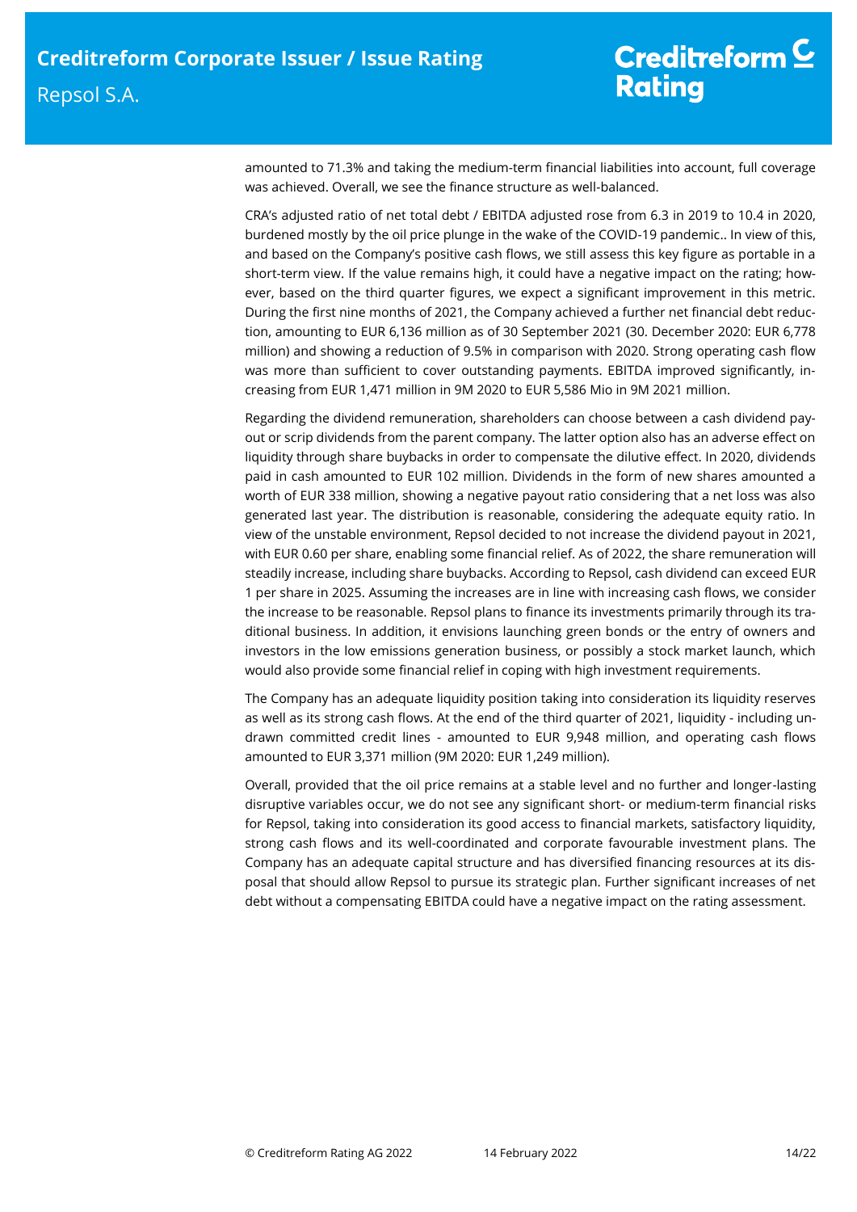amounted to 71.3% and taking the medium-term financial liabilities into account, full coverage was achieved. Overall, we see the finance structure as well-balanced.

CRA's adjusted ratio of net total debt / EBITDA adjusted rose from 6.3 in 2019 to 10.4 in 2020, burdened mostly by the oil price plunge in the wake of the COVID-19 pandemic.. In view of this, and based on the Company's positive cash flows, we still assess this key figure as portable in a short-term view. If the value remains high, it could have a negative impact on the rating; however, based on the third quarter figures, we expect a significant improvement in this metric. During the first nine months of 2021, the Company achieved a further net financial debt reduction, amounting to EUR 6,136 million as of 30 September 2021 (30. December 2020: EUR 6,778 million) and showing a reduction of 9.5% in comparison with 2020. Strong operating cash flow was more than sufficient to cover outstanding payments. EBITDA improved significantly, increasing from EUR 1,471 million in 9M 2020 to EUR 5,586 Mio in 9M 2021 million.

Regarding the dividend remuneration, shareholders can choose between a cash dividend payout or scrip dividends from the parent company. The latter option also has an adverse effect on liquidity through share buybacks in order to compensate the dilutive effect. In 2020, dividends paid in cash amounted to EUR 102 million. Dividends in the form of new shares amounted a worth of EUR 338 million, showing a negative payout ratio considering that a net loss was also generated last year. The distribution is reasonable, considering the adequate equity ratio. In view of the unstable environment, Repsol decided to not increase the dividend payout in 2021, with EUR 0.60 per share, enabling some financial relief. As of 2022, the share remuneration will steadily increase, including share buybacks. According to Repsol, cash dividend can exceed EUR 1 per share in 2025. Assuming the increases are in line with increasing cash flows, we consider the increase to be reasonable. Repsol plans to finance its investments primarily through its traditional business. In addition, it envisions launching green bonds or the entry of owners and investors in the low emissions generation business, or possibly a stock market launch, which would also provide some financial relief in coping with high investment requirements.

The Company has an adequate liquidity position taking into consideration its liquidity reserves as well as its strong cash flows. At the end of the third quarter of 2021, liquidity - including undrawn committed credit lines - amounted to EUR 9,948 million, and operating cash flows amounted to EUR 3,371 million (9M 2020: EUR 1,249 million).

Overall, provided that the oil price remains at a stable level and no further and longer-lasting disruptive variables occur, we do not see any significant short- or medium-term financial risks for Repsol, taking into consideration its good access to financial markets, satisfactory liquidity, strong cash flows and its well-coordinated and corporate favourable investment plans. The Company has an adequate capital structure and has diversified financing resources at its disposal that should allow Repsol to pursue its strategic plan. Further significant increases of net debt without a compensating EBITDA could have a negative impact on the rating assessment.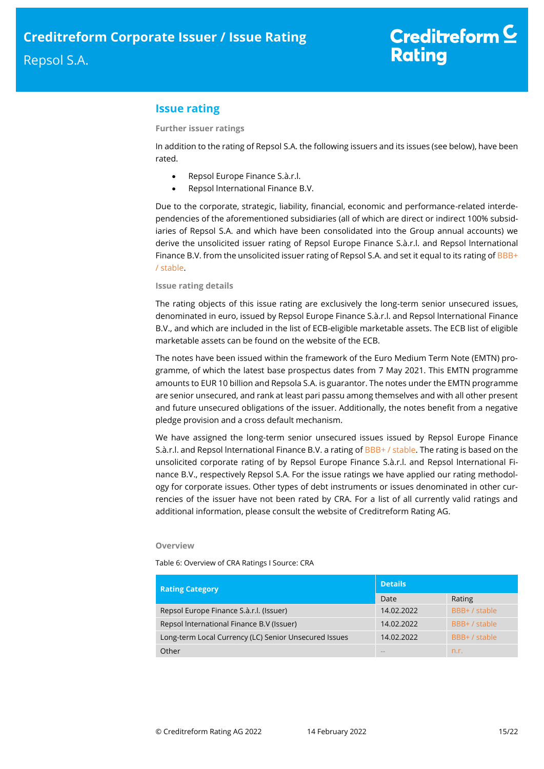## Issue rating

### Further issuer ratings

In addition to the rating of Repsol S.A. the following issuers and its issues (see below), have been rated.

- Repsol Europe Finance S.à.r.l.
- Repsol International Finance B.V.

Due to the corporate, strategic, liability, financial, economic and performance-related interdependencies of the aforementioned subsidiaries (all of which are direct or indirect 100% subsidiaries of Repsol S.A. and which have been consolidated into the Group annual accounts) we derive the unsolicited issuer rating of Repsol Europe Finance S.à.r.l. and Repsol International Finance B.V. from the unsolicited issuer rating of Repsol S.A. and set it equal to its rating of BBB+ / stable.

### Issue rating details

The rating objects of this issue rating are exclusively the long-term senior unsecured issues, denominated in euro, issued by Repsol Europe Finance S.à.r.l. and Repsol International Finance B.V., and which are included in the list of ECB-eligible marketable assets. The ECB list of eligible marketable assets can be found on the website of the ECB.

The notes have been issued within the framework of the Euro Medium Term Note (EMTN) programme, of which the latest base prospectus dates from 7 May 2021. This EMTN programme amounts to EUR 10 billion and Repsola S.A. is guarantor. The notes under the EMTN programme are senior unsecured, and rank at least pari passu among themselves and with all other present and future unsecured obligations of the issuer. Additionally, the notes benefit from a negative pledge provision and a cross default mechanism.

We have assigned the long-term senior unsecured issues issued by Repsol Europe Finance S.à.r.l. and Repsol International Finance B.V. a rating of BBB+ / stable. The rating is based on the unsolicited corporate rating of by Repsol Europe Finance S.à.r.l. and Repsol International Finance B.V., respectively Repsol S.A. For the issue ratings we have applied our rating methodology for corporate issues. Other types of debt instruments or issues denominated in other currencies of the issuer have not been rated by CRA. For a list of all currently valid ratings and additional information, please consult the website of Creditreform Rating AG.

### Overview

Table 6: Overview of CRA Ratings I Source: CRA

| Rating Category | Details | |
|---|---|---|
| | Date | Rating |
| Repsol Europe Finance S.à.r.l. (Issuer) | 14.02.2022 | BBB+ / stable |
| Repsol International Finance B.V (Issuer) | 14.02.2022 | BBB+ / stable |
| Long-term Local Currency (LC) Senior Unsecured Issues | 14.02.2022 | BBB+ / stable |
| Other | -- | n.r. |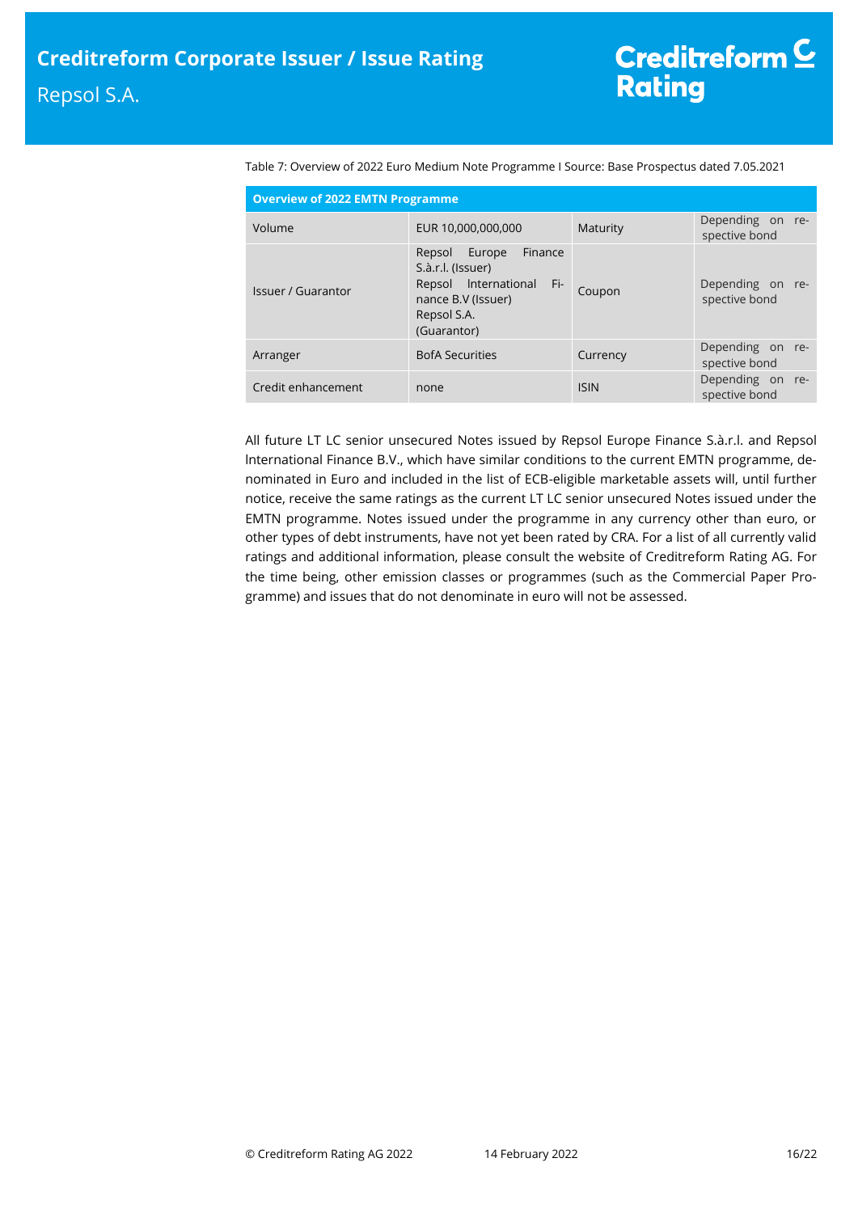Table 7: Overview of 2022 Euro Medium Note Programme I Source: Base Prospectus dated 7.05.2021

| Overview of 2022 EMTN Programme | | | |
|---|---|---|---|
| Volume | EUR 10,000,000,000 | Maturity | Depending on respective bond |
| Issuer / Guarantor | Repsol Europe Finance S.à.r.l. (Issuer)<br>Repsol International Finance B.V (Issuer)<br>Repsol S.A.<br>(Guarantor) | Coupon | Depending on respective bond |
| Arranger | BofA Securities | Currency | Depending on respective bond |
| Credit enhancement | none | ISIN | Depending on respective bond |

All future LT LC senior unsecured Notes issued by Repsol Europe Finance S.à.r.l. and Repsol International Finance B.V., which have similar conditions to the current EMTN programme, denominated in Euro and included in the list of ECB-eligible marketable assets will, until further notice, receive the same ratings as the current LT LC senior unsecured Notes issued under the EMTN programme. Notes issued under the programme in any currency other than euro, or other types of debt instruments, have not yet been rated by CRA. For a list of all currently valid ratings and additional information, please consult the website of Creditreform Rating AG. For the time being, other emission classes or programmes (such as the Commercial Paper Programme) and issues that do not denominate in euro will not be assessed.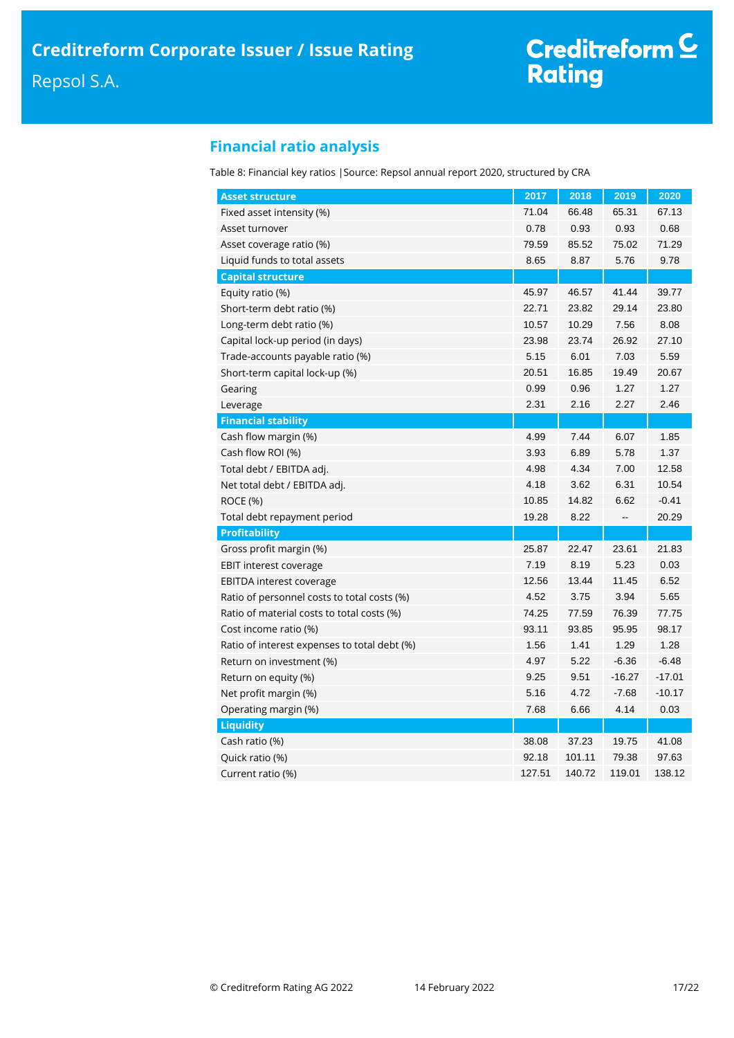## Financial ratio analysis

Table 8: Financial key ratios |Source: Repsol annual report 2020, structured by CRA

| Asset structure | 2017 | 2018 | 2019 | 2020 |
|---|---|---|---|---|
| Fixed asset intensity (%) | 71.04 | 66.48 | 65.31 | 67.13 |
| Asset turnover | 0.78 | 0.93 | 0.93 | 0.68 |
| Asset coverage ratio (%) | 79.59 | 85.52 | 75.02 | 71.29 |
| Liquid funds to total assets | 8.65 | 8.87 | 5.76 | 9.78 |
| **Capital structure** | | | | |
| Equity ratio (%) | 45.97 | 46.57 | 41.44 | 39.77 |
| Short-term debt ratio (%) | 22.71 | 23.82 | 29.14 | 23.80 |
| Long-term debt ratio (%) | 10.57 | 10.29 | 7.56 | 8.08 |
| Capital lock-up period (in days) | 23.98 | 23.74 | 26.92 | 27.10 |
| Trade-accounts payable ratio (%) | 5.15 | 6.01 | 7.03 | 5.59 |
| Short-term capital lock-up (%) | 20.51 | 16.85 | 19.49 | 20.67 |
| Gearing | 0.99 | 0.96 | 1.27 | 1.27 |
| Leverage | 2.31 | 2.16 | 2.27 | 2.46 |
| **Financial stability** | | | | |
| Cash flow margin (%) | 4.99 | 7.44 | 6.07 | 1.85 |
| Cash flow ROI (%) | 3.93 | 6.89 | 5.78 | 1.37 |
| Total debt / EBITDA adj. | 4.98 | 4.34 | 7.00 | 12.58 |
| Net total debt / EBITDA adj. | 4.18 | 3.62 | 6.31 | 10.54 |
| ROCE (%) | 10.85 | 14.82 | 6.62 | -0.41 |
| Total debt repayment period | 19.28 | 8.22 | -- | 20.29 |
| **Profitability** | | | | |
| Gross profit margin (%) | 25.87 | 22.47 | 23.61 | 21.83 |
| EBIT interest coverage | 7.19 | 8.19 | 5.23 | 0.03 |
| EBITDA interest coverage | 12.56 | 13.44 | 11.45 | 6.52 |
| Ratio of personnel costs to total costs (%) | 4.52 | 3.75 | 3.94 | 5.65 |
| Ratio of material costs to total costs (%) | 74.25 | 77.59 | 76.39 | 77.75 |
| Cost income ratio (%) | 93.11 | 93.85 | 95.95 | 98.17 |
| Ratio of interest expenses to total debt (%) | 1.56 | 1.41 | 1.29 | 1.28 |
| Return on investment (%) | 4.97 | 5.22 | -6.36 | -6.48 |
| Return on equity (%) | 9.25 | 9.51 | -16.27 | -17.01 |
| Net profit margin (%) | 5.16 | 4.72 | -7.68 | -10.17 |
| Operating margin (%) | 7.68 | 6.66 | 4.14 | 0.03 |
| **Liquidity** | | | | |
| Cash ratio (%) | 38.08 | 37.23 | 19.75 | 41.08 |
| Quick ratio (%) | 92.18 | 101.11 | 79.38 | 97.63 |
| Current ratio (%) | 127.51 | 140.72 | 119.01 | 138.12 |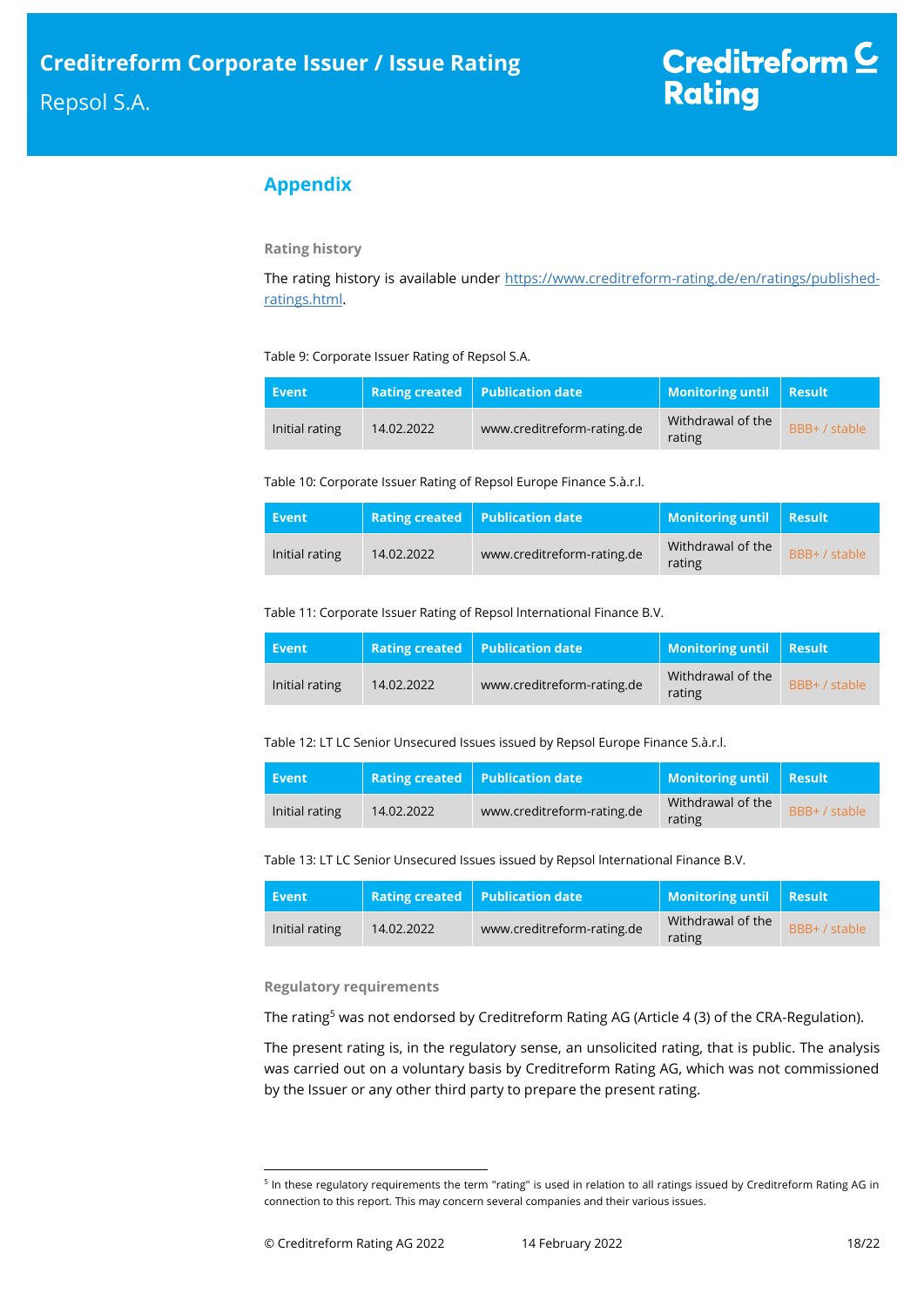## Appendix

### Rating history

The rating history is available under https://www.creditreform-rating.de/en/ratings/published-ratings.html.

Table 9: Corporate Issuer Rating of Repsol S.A.

| Event | Rating created | Publication date | Monitoring until | Result |
|---|---|---|---|---|
| Initial rating | 14.02.2022 | www.creditreform-rating.de | Withdrawal of the rating | BBB+ / stable |

Table 10: Corporate Issuer Rating of Repsol Europe Finance S.à.r.l.

| Event | Rating created | Publication date | Monitoring until | Result |
|---|---|---|---|---|
| Initial rating | 14.02.2022 | www.creditreform-rating.de | Withdrawal of the rating | BBB+ / stable |

Table 11: Corporate Issuer Rating of Repsol International Finance B.V.

| Event | Rating created | Publication date | Monitoring until | Result |
|---|---|---|---|---|
| Initial rating | 14.02.2022 | www.creditreform-rating.de | Withdrawal of the rating | BBB+ / stable |

Table 12: LT LC Senior Unsecured Issues issued by Repsol Europe Finance S.à.r.l.

| Event | Rating created | Publication date | Monitoring until | Result |
|---|---|---|---|---|
| Initial rating | 14.02.2022 | www.creditreform-rating.de | Withdrawal of the rating | BBB+ / stable |

Table 13: LT LC Senior Unsecured Issues issued by Repsol International Finance B.V.

| Event | Rating created | Publication date | Monitoring until | Result |
|---|---|---|---|---|
| Initial rating | 14.02.2022 | www.creditreform-rating.de | Withdrawal of the rating | BBB+ / stable |

### Regulatory requirements

The rating[5] was not endorsed by Creditreform Rating AG (Article 4 (3) of the CRA-Regulation).

The present rating is, in the regulatory sense, an unsolicited rating, that is public. The analysis was carried out on a voluntary basis by Creditreform Rating AG, which was not commissioned by the Issuer or any other third party to prepare the present rating.

[5] In these regulatory requirements the term "rating" is used in relation to all ratings issued by Creditreform Rating AG in connection to this report. This may concern several companies and their various issues.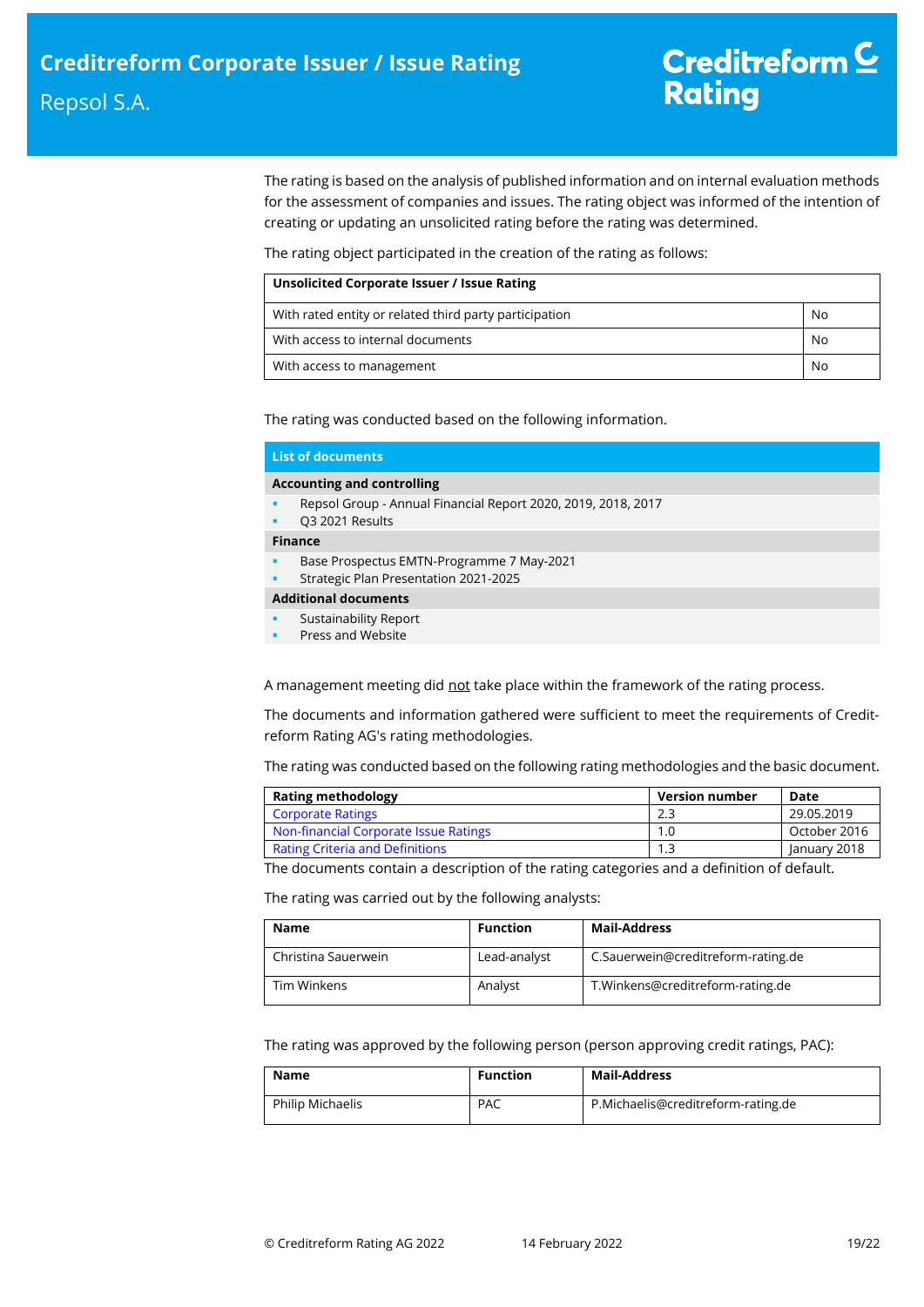The rating is based on the analysis of published information and on internal evaluation methods for the assessment of companies and issues. The rating object was informed of the intention of creating or updating an unsolicited rating before the rating was determined.

The rating object participated in the creation of the rating as follows:

| Unsolicited Corporate Issuer / Issue Rating | |
|---|---|
| With rated entity or related third party participation | No |
| With access to internal documents | No |
| With access to management | No |

The rating was conducted based on the following information.

**List of documents**

**Accounting and controlling**

- Repsol Group - Annual Financial Report 2020, 2019, 2018, 2017
- Q3 2021 Results

**Finance**

- Base Prospectus EMTN-Programme 7 May-2021
- Strategic Plan Presentation 2021-2025

**Additional documents**

- Sustainability Report
- Press and Website

A management meeting did not take place within the framework of the rating process.

The documents and information gathered were sufficient to meet the requirements of Creditreform Rating AG's rating methodologies.

The rating was conducted based on the following rating methodologies and the basic document.

| Rating methodology | Version number | Date |
|---|---|---|
| Corporate Ratings | 2.3 | 29.05.2019 |
| Non-financial Corporate Issue Ratings | 1.0 | October 2016 |
| Rating Criteria and Definitions | 1.3 | January 2018 |

The documents contain a description of the rating categories and a definition of default.

The rating was carried out by the following analysts:

| Name | Function | Mail-Address |
|---|---|---|
| Christina Sauerwein | Lead-analyst | C.Sauerwein@creditreform-rating.de |
| Tim Winkens | Analyst | T.Winkens@creditreform-rating.de |

The rating was approved by the following person (person approving credit ratings, PAC):

| Name | Function | Mail-Address |
|---|---|---|
| Philip Michaelis | PAC | P.Michaelis@creditreform-rating.de |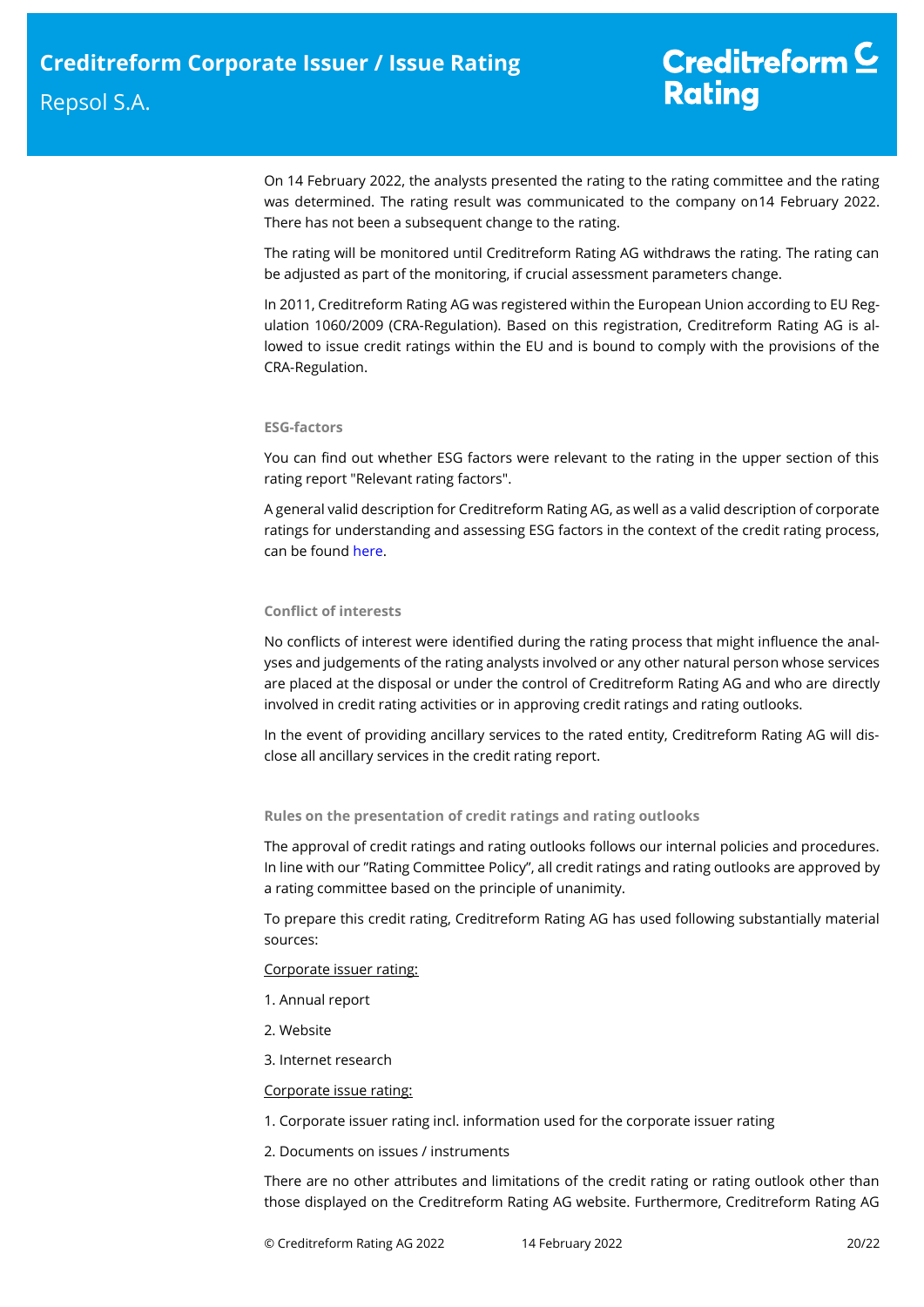On 14 February 2022, the analysts presented the rating to the rating committee and the rating was determined. The rating result was communicated to the company on14 February 2022. There has not been a subsequent change to the rating.

The rating will be monitored until Creditreform Rating AG withdraws the rating. The rating can be adjusted as part of the monitoring, if crucial assessment parameters change.

In 2011, Creditreform Rating AG was registered within the European Union according to EU Regulation 1060/2009 (CRA-Regulation). Based on this registration, Creditreform Rating AG is allowed to issue credit ratings within the EU and is bound to comply with the provisions of the CRA-Regulation.

### ESG-factors

You can find out whether ESG factors were relevant to the rating in the upper section of this rating report "Relevant rating factors".

A general valid description for Creditreform Rating AG, as well as a valid description of corporate ratings for understanding and assessing ESG factors in the context of the credit rating process, can be found here.

### Conflict of interests

No conflicts of interest were identified during the rating process that might influence the analyses and judgements of the rating analysts involved or any other natural person whose services are placed at the disposal or under the control of Creditreform Rating AG and who are directly involved in credit rating activities or in approving credit ratings and rating outlooks.

In the event of providing ancillary services to the rated entity, Creditreform Rating AG will disclose all ancillary services in the credit rating report.

### Rules on the presentation of credit ratings and rating outlooks

The approval of credit ratings and rating outlooks follows our internal policies and procedures. In line with our "Rating Committee Policy", all credit ratings and rating outlooks are approved by a rating committee based on the principle of unanimity.

To prepare this credit rating, Creditreform Rating AG has used following substantially material sources:

Corporate issuer rating:

1. Annual report
2. Website
3. Internet research

Corporate issue rating:

1. Corporate issuer rating incl. information used for the corporate issuer rating
2. Documents on issues / instruments

There are no other attributes and limitations of the credit rating or rating outlook other than those displayed on the Creditreform Rating AG website. Furthermore, Creditreform Rating AG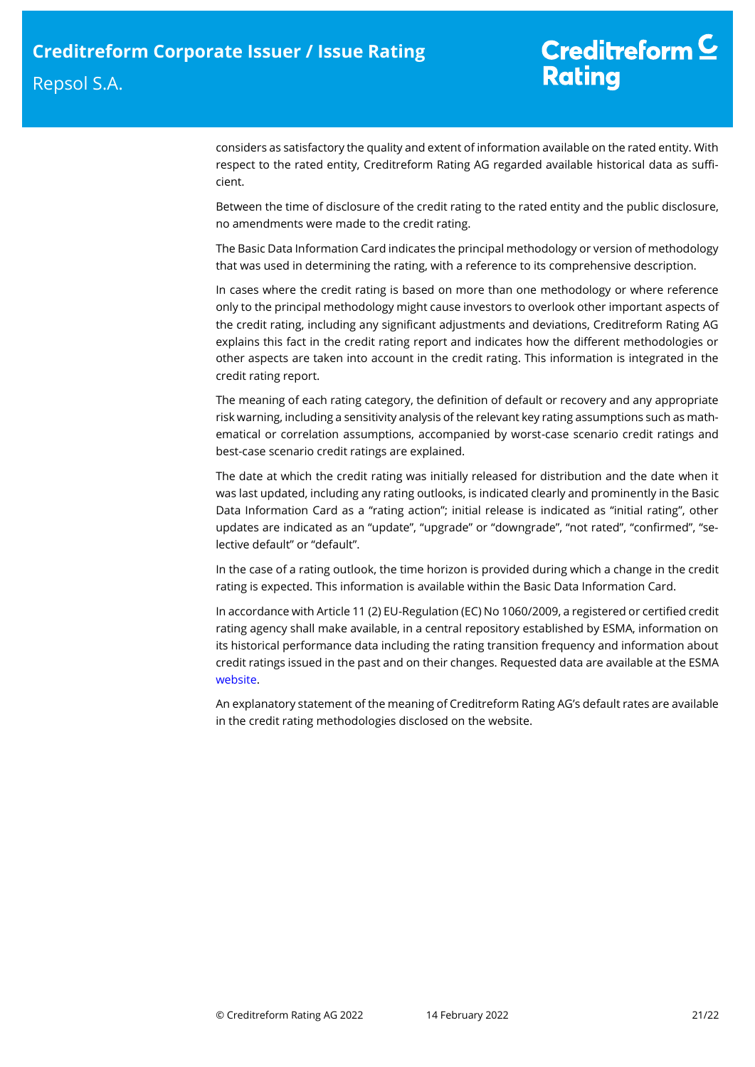considers as satisfactory the quality and extent of information available on the rated entity. With respect to the rated entity, Creditreform Rating AG regarded available historical data as sufficient.

Between the time of disclosure of the credit rating to the rated entity and the public disclosure, no amendments were made to the credit rating.

The Basic Data Information Card indicates the principal methodology or version of methodology that was used in determining the rating, with a reference to its comprehensive description.

In cases where the credit rating is based on more than one methodology or where reference only to the principal methodology might cause investors to overlook other important aspects of the credit rating, including any significant adjustments and deviations, Creditreform Rating AG explains this fact in the credit rating report and indicates how the different methodologies or other aspects are taken into account in the credit rating. This information is integrated in the credit rating report.

The meaning of each rating category, the definition of default or recovery and any appropriate risk warning, including a sensitivity analysis of the relevant key rating assumptions such as mathematical or correlation assumptions, accompanied by worst-case scenario credit ratings and best-case scenario credit ratings are explained.

The date at which the credit rating was initially released for distribution and the date when it was last updated, including any rating outlooks, is indicated clearly and prominently in the Basic Data Information Card as a "rating action"; initial release is indicated as "initial rating", other updates are indicated as an "update", "upgrade" or "downgrade", "not rated", "confirmed", "selective default" or "default".

In the case of a rating outlook, the time horizon is provided during which a change in the credit rating is expected. This information is available within the Basic Data Information Card.

In accordance with Article 11 (2) EU-Regulation (EC) No 1060/2009, a registered or certified credit rating agency shall make available, in a central repository established by ESMA, information on its historical performance data including the rating transition frequency and information about credit ratings issued in the past and on their changes. Requested data are available at the ESMA website.

An explanatory statement of the meaning of Creditreform Rating AG's default rates are available in the credit rating methodologies disclosed on the website.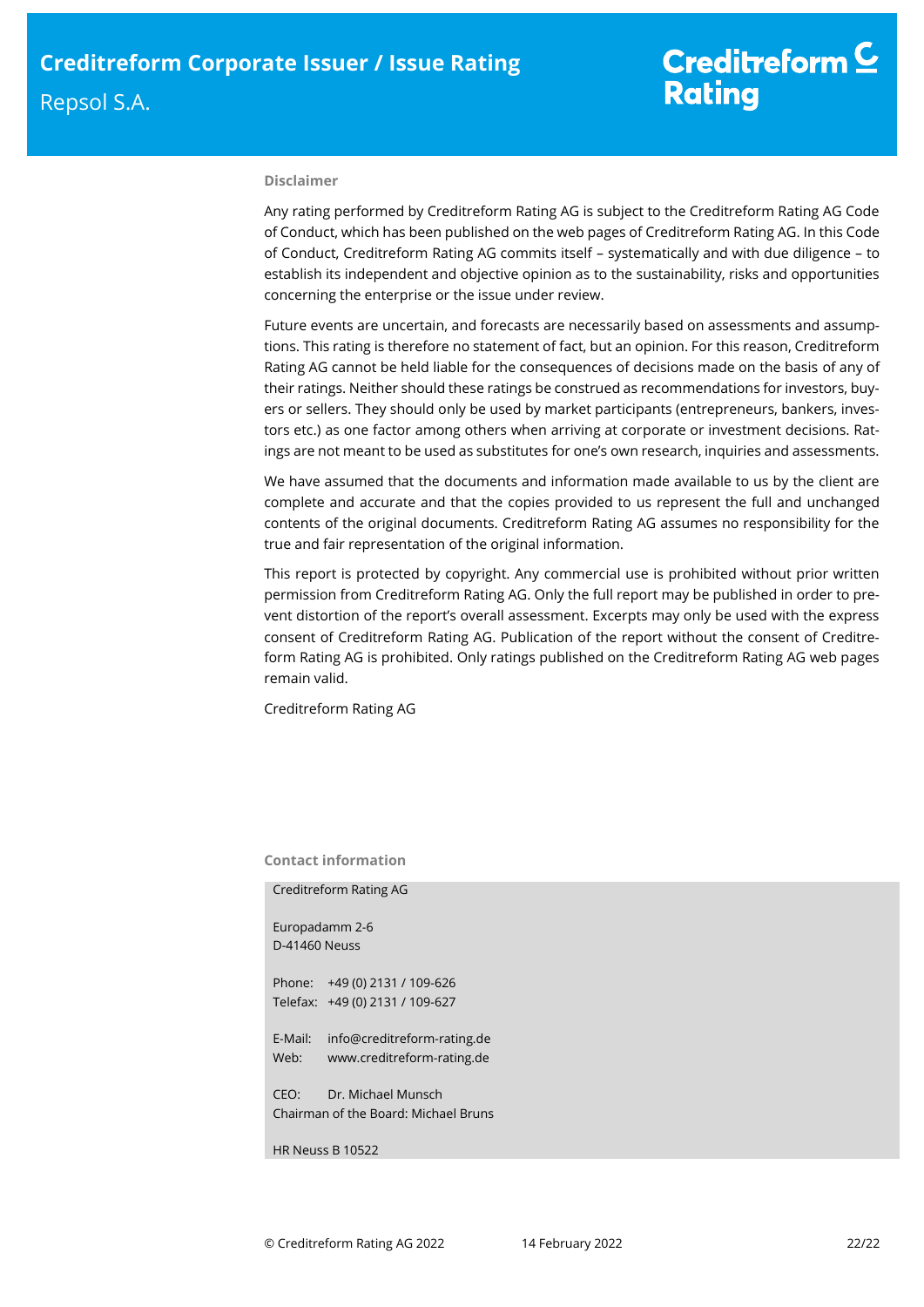## Disclaimer

Any rating performed by Creditreform Rating AG is subject to the Creditreform Rating AG Code of Conduct, which has been published on the web pages of Creditreform Rating AG. In this Code of Conduct, Creditreform Rating AG commits itself – systematically and with due diligence – to establish its independent and objective opinion as to the sustainability, risks and opportunities concerning the enterprise or the issue under review.

Future events are uncertain, and forecasts are necessarily based on assessments and assumptions. This rating is therefore no statement of fact, but an opinion. For this reason, Creditreform Rating AG cannot be held liable for the consequences of decisions made on the basis of any of their ratings. Neither should these ratings be construed as recommendations for investors, buyers or sellers. They should only be used by market participants (entrepreneurs, bankers, investors etc.) as one factor among others when arriving at corporate or investment decisions. Ratings are not meant to be used as substitutes for one's own research, inquiries and assessments.

We have assumed that the documents and information made available to us by the client are complete and accurate and that the copies provided to us represent the full and unchanged contents of the original documents. Creditreform Rating AG assumes no responsibility for the true and fair representation of the original information.

This report is protected by copyright. Any commercial use is prohibited without prior written permission from Creditreform Rating AG. Only the full report may be published in order to prevent distortion of the report's overall assessment. Excerpts may only be used with the express consent of Creditreform Rating AG. Publication of the report without the consent of Creditreform Rating AG is prohibited. Only ratings published on the Creditreform Rating AG web pages remain valid.

Creditreform Rating AG

## Contact information

Creditreform Rating AG

Europadamm 2-6
D-41460 Neuss

Phone: +49 (0) 2131 / 109-626
Telefax: +49 (0) 2131 / 109-627

E-Mail: info@creditreform-rating.de
Web: www.creditreform-rating.de

CEO: Dr. Michael Munsch
Chairman of the Board: Michael Bruns

HR Neuss B 10522